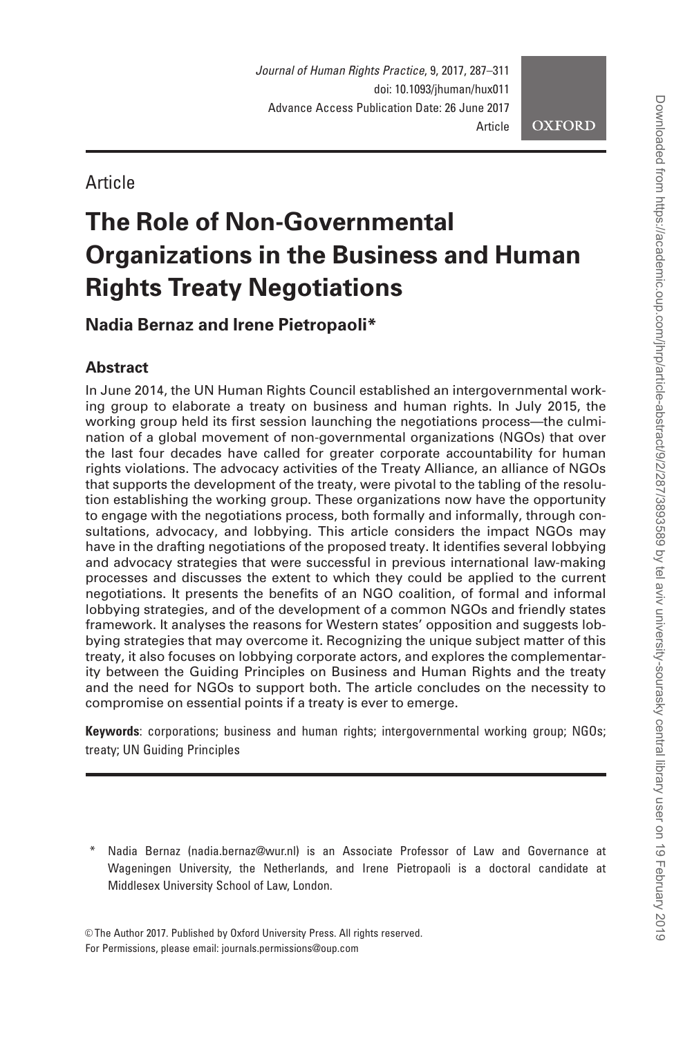Article

# The Role of Non-Governmental Organizations in the Business and Human Rights Treaty Negotiations

**Nadia Bernaz and Irene Pietropaoli***

## Abstract

In June 2014, the UN Human Rights Council established an intergovernmental working group to elaborate a treaty on business and human rights. In July 2015, the working group held its first session launching the negotiations process—the culmination of a global movement of non-governmental organizations (NGOs) that over the last four decades have called for greater corporate accountability for human rights violations. The advocacy activities of the Treaty Alliance, an alliance of NGOs that supports the development of the treaty, were pivotal to the tabling of the resolution establishing the working group. These organizations now have the opportunity to engage with the negotiations process, both formally and informally, through consultations, advocacy, and lobbying. This article considers the impact NGOs may have in the drafting negotiations of the proposed treaty. It identifies several lobbying and advocacy strategies that were successful in previous international law-making processes and discusses the extent to which they could be applied to the current negotiations. It presents the benefits of an NGO coalition, of formal and informal lobbying strategies, and of the development of a common NGOs and friendly states framework. It analyses the reasons for Western states' opposition and suggests lobbying strategies that may overcome it. Recognizing the unique subject matter of this treaty, it also focuses on lobbying corporate actors, and explores the complementarity between the Guiding Principles on Business and Human Rights and the treaty and the need for NGOs to support both. The article concludes on the necessity to compromise on essential points if a treaty is ever to emerge.

**Keywords**: corporations; business and human rights; intergovernmental working group; NGOs; treaty; UN Guiding Principles

---

\* Nadia Bernaz (nadia.bernaz@wur.nl) is an Associate Professor of Law and Governance at Wageningen University, the Netherlands, and Irene Pietropaoli is a doctoral candidate at Middlesex University School of Law, London.

© The Author 2017. Published by Oxford University Press. All rights reserved.
For Permissions, please email: journals.permissions@oup.com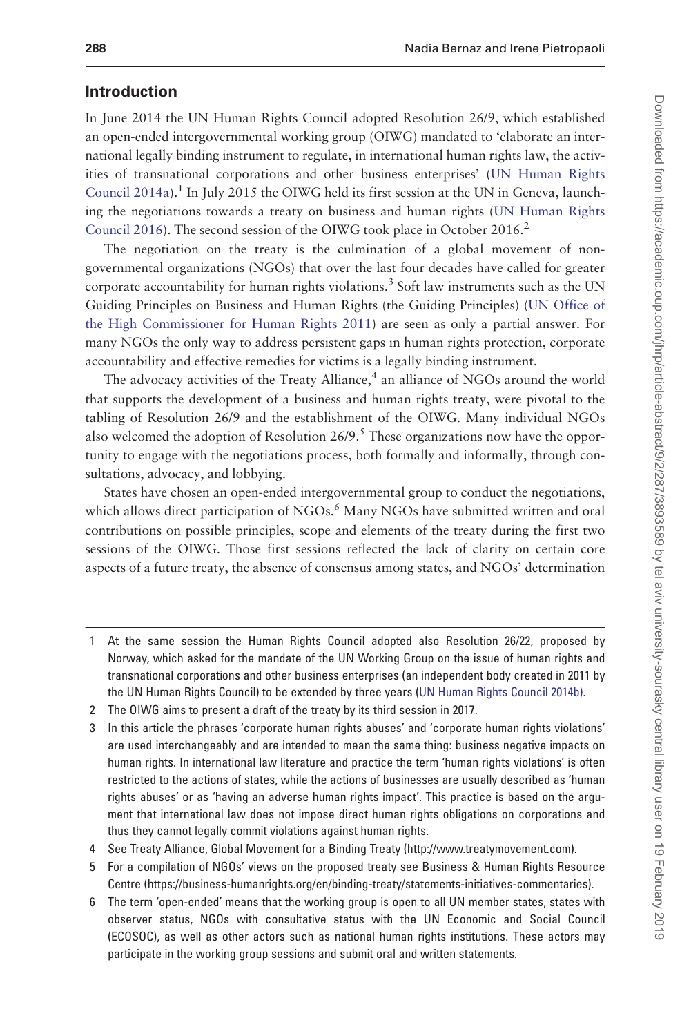## Introduction

In June 2014 the UN Human Rights Council adopted Resolution 26/9, which established an open-ended intergovernmental working group (OIWG) mandated to 'elaborate an international legally binding instrument to regulate, in international human rights law, the activities of transnational corporations and other business enterprises' (UN Human Rights Council 2014a).[1] In July 2015 the OIWG held its first session at the UN in Geneva, launching the negotiations towards a treaty on business and human rights (UN Human Rights Council 2016). The second session of the OIWG took place in October 2016.[2]

The negotiation on the treaty is the culmination of a global movement of non-governmental organizations (NGOs) that over the last four decades have called for greater corporate accountability for human rights violations.[3] Soft law instruments such as the UN Guiding Principles on Business and Human Rights (the Guiding Principles) (UN Office of the High Commissioner for Human Rights 2011) are seen as only a partial answer. For many NGOs the only way to address persistent gaps in human rights protection, corporate accountability and effective remedies for victims is a legally binding instrument.

The advocacy activities of the Treaty Alliance,[4] an alliance of NGOs around the world that supports the development of a business and human rights treaty, were pivotal to the tabling of Resolution 26/9 and the establishment of the OIWG. Many individual NGOs also welcomed the adoption of Resolution 26/9.[5] These organizations now have the opportunity to engage with the negotiations process, both formally and informally, through consultations, advocacy, and lobbying.

States have chosen an open-ended intergovernmental group to conduct the negotiations, which allows direct participation of NGOs.[6] Many NGOs have submitted written and oral contributions on possible principles, scope and elements of the treaty during the first two sessions of the OIWG. Those first sessions reflected the lack of clarity on certain core aspects of a future treaty, the absence of consensus among states, and NGOs' determination

1 At the same session the Human Rights Council adopted also Resolution 26/22, proposed by Norway, which asked for the mandate of the UN Working Group on the issue of human rights and transnational corporations and other business enterprises (an independent body created in 2011 by the UN Human Rights Council) to be extended by three years (UN Human Rights Council 2014b).

2 The OIWG aims to present a draft of the treaty by its third session in 2017.

3 In this article the phrases 'corporate human rights abuses' and 'corporate human rights violations' are used interchangeably and are intended to mean the same thing: business negative impacts on human rights. In international law literature and practice the term 'human rights violations' is often restricted to the actions of states, while the actions of businesses are usually described as 'human rights abuses' or as 'having an adverse human rights impact'. This practice is based on the argument that international law does not impose direct human rights obligations on corporations and thus they cannot legally commit violations against human rights.

4 See Treaty Alliance, Global Movement for a Binding Treaty (http://www.treatymovement.com).

5 For a compilation of NGOs' views on the proposed treaty see Business & Human Rights Resource Centre (https://business-humanrights.org/en/binding-treaty/statements-initiatives-commentaries).

6 The term 'open-ended' means that the working group is open to all UN member states, states with observer status, NGOs with consultative status with the UN Economic and Social Council (ECOSOC), as well as other actors such as national human rights institutions. These actors may participate in the working group sessions and submit oral and written statements.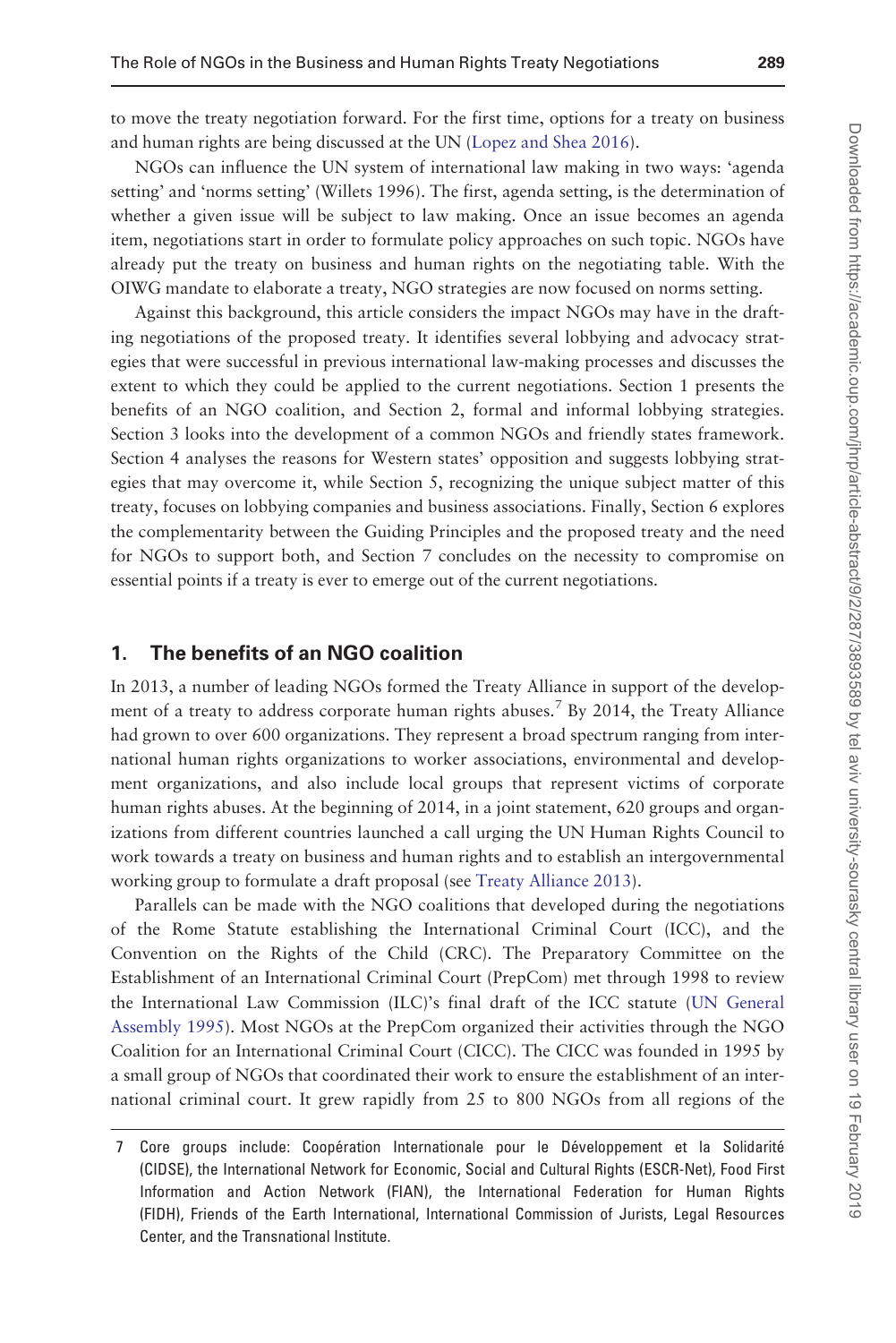to move the treaty negotiation forward. For the first time, options for a treaty on business and human rights are being discussed at the UN (Lopez and Shea 2016).

NGOs can influence the UN system of international law making in two ways: 'agenda setting' and 'norms setting' (Willets 1996). The first, agenda setting, is the determination of whether a given issue will be subject to law making. Once an issue becomes an agenda item, negotiations start in order to formulate policy approaches on such topic. NGOs have already put the treaty on business and human rights on the negotiating table. With the OIWG mandate to elaborate a treaty, NGO strategies are now focused on norms setting.

Against this background, this article considers the impact NGOs may have in the drafting negotiations of the proposed treaty. It identifies several lobbying and advocacy strategies that were successful in previous international law-making processes and discusses the extent to which they could be applied to the current negotiations. Section 1 presents the benefits of an NGO coalition, and Section 2, formal and informal lobbying strategies. Section 3 looks into the development of a common NGOs and friendly states framework. Section 4 analyses the reasons for Western states' opposition and suggests lobbying strategies that may overcome it, while Section 5, recognizing the unique subject matter of this treaty, focuses on lobbying companies and business associations. Finally, Section 6 explores the complementarity between the Guiding Principles and the proposed treaty and the need for NGOs to support both, and Section 7 concludes on the necessity to compromise on essential points if a treaty is ever to emerge out of the current negotiations.

## 1. The benefits of an NGO coalition

In 2013, a number of leading NGOs formed the Treaty Alliance in support of the development of a treaty to address corporate human rights abuses.[7] By 2014, the Treaty Alliance had grown to over 600 organizations. They represent a broad spectrum ranging from international human rights organizations to worker associations, environmental and development organizations, and also include local groups that represent victims of corporate human rights abuses. At the beginning of 2014, in a joint statement, 620 groups and organizations from different countries launched a call urging the UN Human Rights Council to work towards a treaty on business and human rights and to establish an intergovernmental working group to formulate a draft proposal (see Treaty Alliance 2013).

Parallels can be made with the NGO coalitions that developed during the negotiations of the Rome Statute establishing the International Criminal Court (ICC), and the Convention on the Rights of the Child (CRC). The Preparatory Committee on the Establishment of an International Criminal Court (PrepCom) met through 1998 to review the International Law Commission (ILC)'s final draft of the ICC statute (UN General Assembly 1995). Most NGOs at the PrepCom organized their activities through the NGO Coalition for an International Criminal Court (CICC). The CICC was founded in 1995 by a small group of NGOs that coordinated their work to ensure the establishment of an international criminal court. It grew rapidly from 25 to 800 NGOs from all regions of the

---

7 Core groups include: Coopération Internationale pour le Développement et la Solidarité (CIDSE), the International Network for Economic, Social and Cultural Rights (ESCR-Net), Food First Information and Action Network (FIAN), the International Federation for Human Rights (FIDH), Friends of the Earth International, International Commission of Jurists, Legal Resources Center, and the Transnational Institute.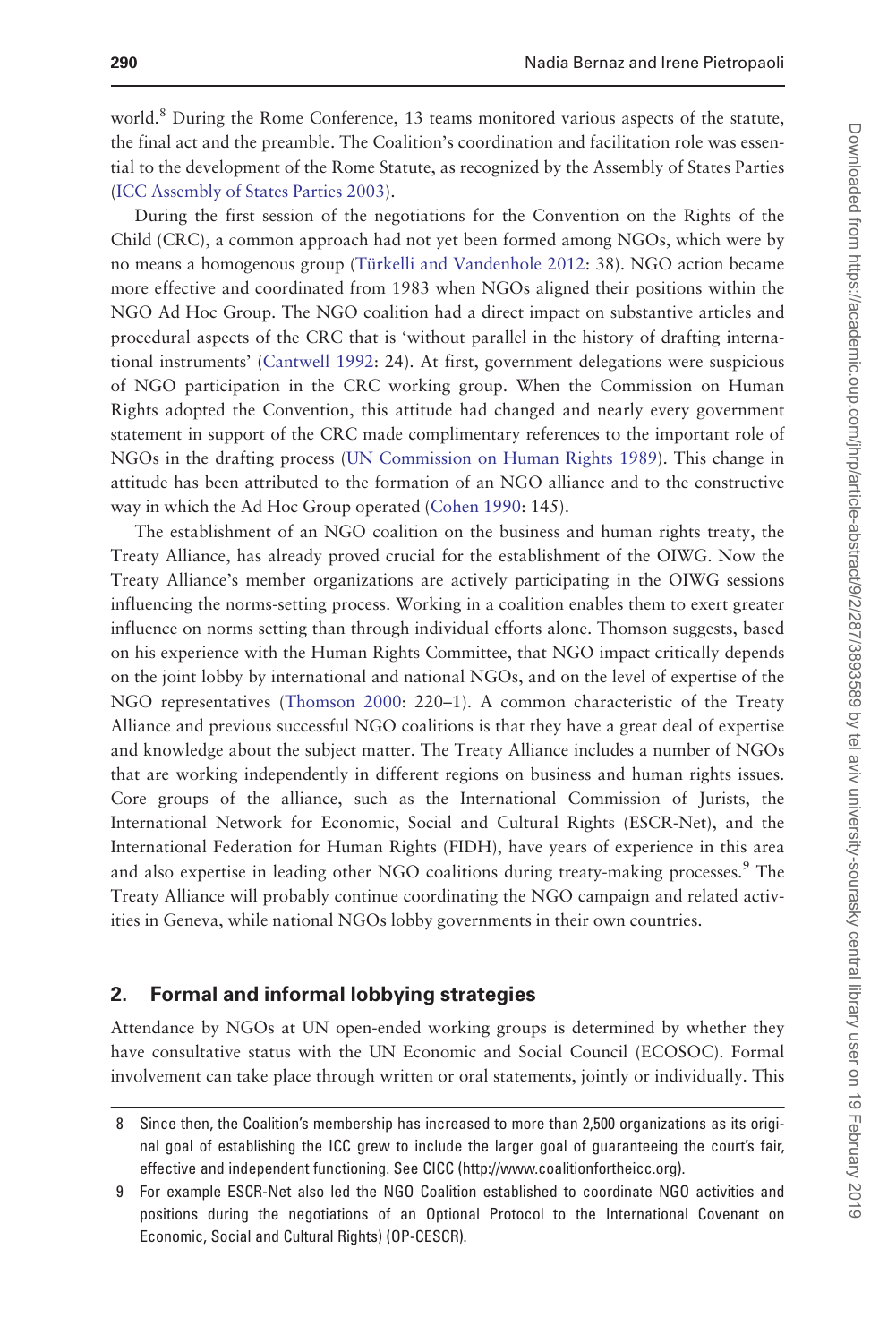world.[8] During the Rome Conference, 13 teams monitored various aspects of the statute, the final act and the preamble. The Coalition's coordination and facilitation role was essential to the development of the Rome Statute, as recognized by the Assembly of States Parties (ICC Assembly of States Parties 2003).

During the first session of the negotiations for the Convention on the Rights of the Child (CRC), a common approach had not yet been formed among NGOs, which were by no means a homogenous group (Türkelli and Vandenhole 2012: 38). NGO action became more effective and coordinated from 1983 when NGOs aligned their positions within the NGO Ad Hoc Group. The NGO coalition had a direct impact on substantive articles and procedural aspects of the CRC that is 'without parallel in the history of drafting international instruments' (Cantwell 1992: 24). At first, government delegations were suspicious of NGO participation in the CRC working group. When the Commission on Human Rights adopted the Convention, this attitude had changed and nearly every government statement in support of the CRC made complimentary references to the important role of NGOs in the drafting process (UN Commission on Human Rights 1989). This change in attitude has been attributed to the formation of an NGO alliance and to the constructive way in which the Ad Hoc Group operated (Cohen 1990: 145).

The establishment of an NGO coalition on the business and human rights treaty, the Treaty Alliance, has already proved crucial for the establishment of the OIWG. Now the Treaty Alliance's member organizations are actively participating in the OIWG sessions influencing the norms-setting process. Working in a coalition enables them to exert greater influence on norms setting than through individual efforts alone. Thomson suggests, based on his experience with the Human Rights Committee, that NGO impact critically depends on the joint lobby by international and national NGOs, and on the level of expertise of the NGO representatives (Thomson 2000: 220–1). A common characteristic of the Treaty Alliance and previous successful NGO coalitions is that they have a great deal of expertise and knowledge about the subject matter. The Treaty Alliance includes a number of NGOs that are working independently in different regions on business and human rights issues. Core groups of the alliance, such as the International Commission of Jurists, the International Network for Economic, Social and Cultural Rights (ESCR-Net), and the International Federation for Human Rights (FIDH), have years of experience in this area and also expertise in leading other NGO coalitions during treaty-making processes.[9] The Treaty Alliance will probably continue coordinating the NGO campaign and related activities in Geneva, while national NGOs lobby governments in their own countries.

## 2. Formal and informal lobbying strategies

Attendance by NGOs at UN open-ended working groups is determined by whether they have consultative status with the UN Economic and Social Council (ECOSOC). Formal involvement can take place through written or oral statements, jointly or individually. This

8 Since then, the Coalition's membership has increased to more than 2,500 organizations as its original goal of establishing the ICC grew to include the larger goal of guaranteeing the court's fair, effective and independent functioning. See CICC (http://www.coalitionfortheicc.org).

9 For example ESCR-Net also led the NGO Coalition established to coordinate NGO activities and positions during the negotiations of an Optional Protocol to the International Covenant on Economic, Social and Cultural Rights) (OP-CESCR).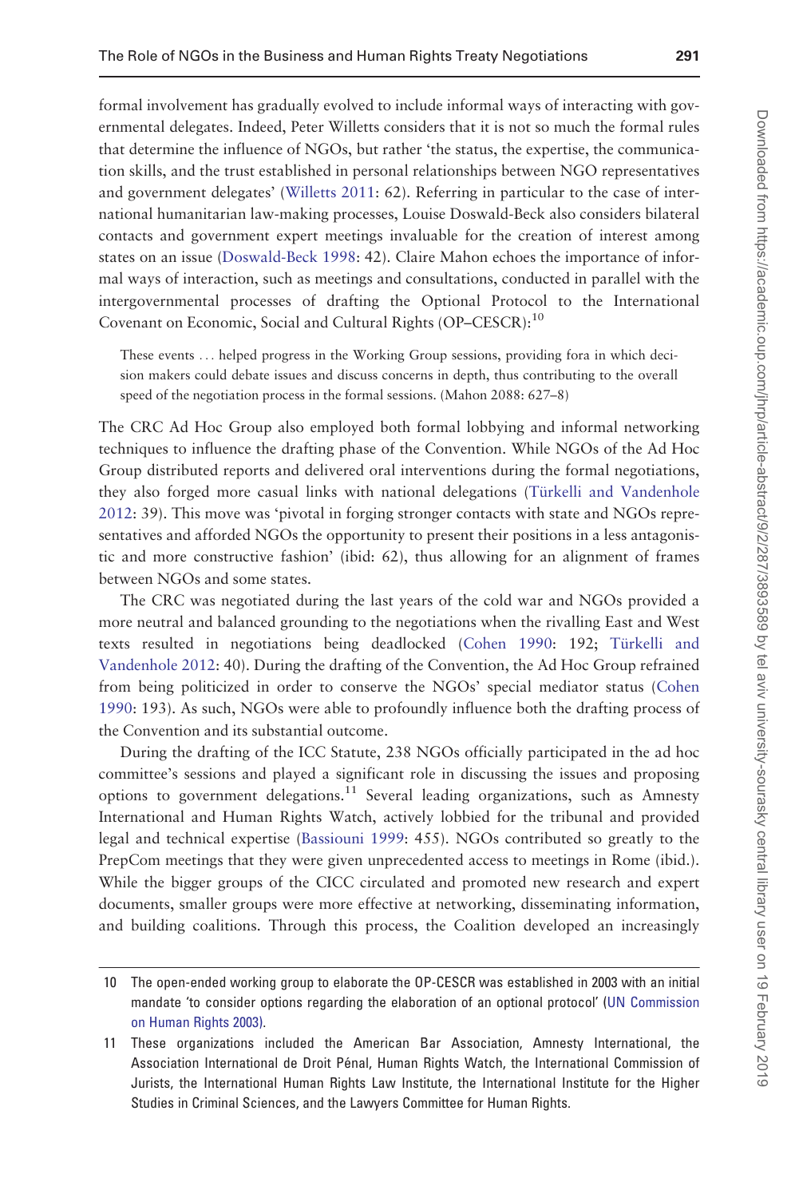formal involvement has gradually evolved to include informal ways of interacting with governmental delegates. Indeed, Peter Willetts considers that it is not so much the formal rules that determine the influence of NGOs, but rather 'the status, the expertise, the communication skills, and the trust established in personal relationships between NGO representatives and government delegates' (Willetts 2011: 62). Referring in particular to the case of international humanitarian law-making processes, Louise Doswald-Beck also considers bilateral contacts and government expert meetings invaluable for the creation of interest among states on an issue (Doswald-Beck 1998: 42). Claire Mahon echoes the importance of informal ways of interaction, such as meetings and consultations, conducted in parallel with the intergovernmental processes of drafting the Optional Protocol to the International Covenant on Economic, Social and Cultural Rights (OP–CESCR):[10]

> These events ... helped progress in the Working Group sessions, providing fora in which decision makers could debate issues and discuss concerns in depth, thus contributing to the overall speed of the negotiation process in the formal sessions. (Mahon 2088: 627–8)

The CRC Ad Hoc Group also employed both formal lobbying and informal networking techniques to influence the drafting phase of the Convention. While NGOs of the Ad Hoc Group distributed reports and delivered oral interventions during the formal negotiations, they also forged more casual links with national delegations (Türkelli and Vandenhole 2012: 39). This move was 'pivotal in forging stronger contacts with state and NGOs representatives and afforded NGOs the opportunity to present their positions in a less antagonistic and more constructive fashion' (ibid: 62), thus allowing for an alignment of frames between NGOs and some states.

The CRC was negotiated during the last years of the cold war and NGOs provided a more neutral and balanced grounding to the negotiations when the rivalling East and West texts resulted in negotiations being deadlocked (Cohen 1990: 192; Türkelli and Vandenhole 2012: 40). During the drafting of the Convention, the Ad Hoc Group refrained from being politicized in order to conserve the NGOs' special mediator status (Cohen 1990: 193). As such, NGOs were able to profoundly influence both the drafting process of the Convention and its substantial outcome.

During the drafting of the ICC Statute, 238 NGOs officially participated in the ad hoc committee's sessions and played a significant role in discussing the issues and proposing options to government delegations.[11] Several leading organizations, such as Amnesty International and Human Rights Watch, actively lobbied for the tribunal and provided legal and technical expertise (Bassiouni 1999: 455). NGOs contributed so greatly to the PrepCom meetings that they were given unprecedented access to meetings in Rome (ibid.). While the bigger groups of the CICC circulated and promoted new research and expert documents, smaller groups were more effective at networking, disseminating information, and building coalitions. Through this process, the Coalition developed an increasingly

10 The open-ended working group to elaborate the OP-CESCR was established in 2003 with an initial mandate 'to consider options regarding the elaboration of an optional protocol' (UN Commission on Human Rights 2003).

11 These organizations included the American Bar Association, Amnesty International, the Association International de Droit Pénal, Human Rights Watch, the International Commission of Jurists, the International Human Rights Law Institute, the International Institute for the Higher Studies in Criminal Sciences, and the Lawyers Committee for Human Rights.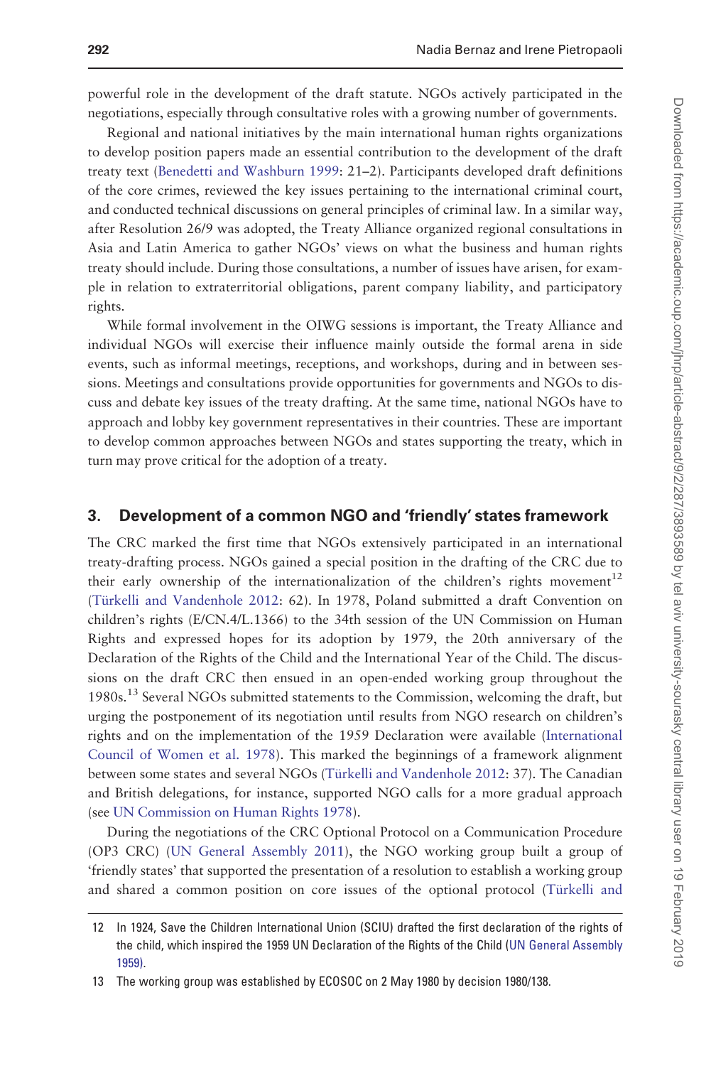powerful role in the development of the draft statute. NGOs actively participated in the negotiations, especially through consultative roles with a growing number of governments.

Regional and national initiatives by the main international human rights organizations to develop position papers made an essential contribution to the development of the draft treaty text (Benedetti and Washburn 1999: 21–2). Participants developed draft definitions of the core crimes, reviewed the key issues pertaining to the international criminal court, and conducted technical discussions on general principles of criminal law. In a similar way, after Resolution 26/9 was adopted, the Treaty Alliance organized regional consultations in Asia and Latin America to gather NGOs' views on what the business and human rights treaty should include. During those consultations, a number of issues have arisen, for example in relation to extraterritorial obligations, parent company liability, and participatory rights.

While formal involvement in the OIWG sessions is important, the Treaty Alliance and individual NGOs will exercise their influence mainly outside the formal arena in side events, such as informal meetings, receptions, and workshops, during and in between sessions. Meetings and consultations provide opportunities for governments and NGOs to discuss and debate key issues of the treaty drafting. At the same time, national NGOs have to approach and lobby key government representatives in their countries. These are important to develop common approaches between NGOs and states supporting the treaty, which in turn may prove critical for the adoption of a treaty.

## 3. Development of a common NGO and 'friendly' states framework

The CRC marked the first time that NGOs extensively participated in an international treaty-drafting process. NGOs gained a special position in the drafting of the CRC due to their early ownership of the internationalization of the children's rights movement[12] (Türkelli and Vandenhole 2012: 62). In 1978, Poland submitted a draft Convention on children's rights (E/CN.4/L.1366) to the 34th session of the UN Commission on Human Rights and expressed hopes for its adoption by 1979, the 20th anniversary of the Declaration of the Rights of the Child and the International Year of the Child. The discussions on the draft CRC then ensued in an open-ended working group throughout the 1980s.[13] Several NGOs submitted statements to the Commission, welcoming the draft, but urging the postponement of its negotiation until results from NGO research on children's rights and on the implementation of the 1959 Declaration were available (International Council of Women et al. 1978). This marked the beginnings of a framework alignment between some states and several NGOs (Türkelli and Vandenhole 2012: 37). The Canadian and British delegations, for instance, supported NGO calls for a more gradual approach (see UN Commission on Human Rights 1978).

During the negotiations of the CRC Optional Protocol on a Communication Procedure (OP3 CRC) (UN General Assembly 2011), the NGO working group built a group of 'friendly states' that supported the presentation of a resolution to establish a working group and shared a common position on core issues of the optional protocol (Türkelli and

---

12 In 1924, Save the Children International Union (SCIU) drafted the first declaration of the rights of the child, which inspired the 1959 UN Declaration of the Rights of the Child (UN General Assembly 1959).

13 The working group was established by ECOSOC on 2 May 1980 by decision 1980/138.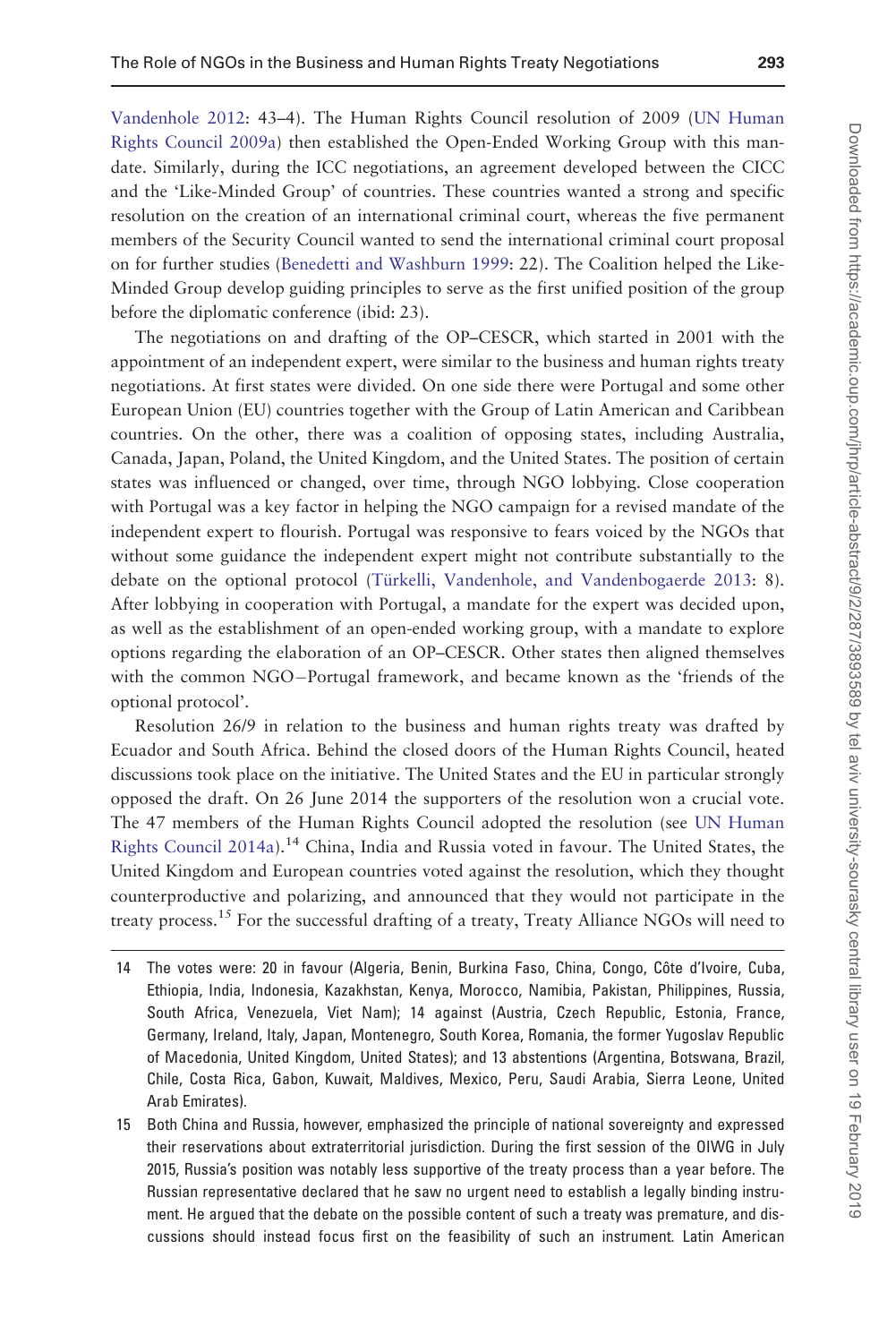Vandenhole 2012: 43–4). The Human Rights Council resolution of 2009 (UN Human Rights Council 2009a) then established the Open-Ended Working Group with this mandate. Similarly, during the ICC negotiations, an agreement developed between the CICC and the 'Like-Minded Group' of countries. These countries wanted a strong and specific resolution on the creation of an international criminal court, whereas the five permanent members of the Security Council wanted to send the international criminal court proposal on for further studies (Benedetti and Washburn 1999: 22). The Coalition helped the Like-Minded Group develop guiding principles to serve as the first unified position of the group before the diplomatic conference (ibid: 23).

The negotiations on and drafting of the OP–CESCR, which started in 2001 with the appointment of an independent expert, were similar to the business and human rights treaty negotiations. At first states were divided. On one side there were Portugal and some other European Union (EU) countries together with the Group of Latin American and Caribbean countries. On the other, there was a coalition of opposing states, including Australia, Canada, Japan, Poland, the United Kingdom, and the United States. The position of certain states was influenced or changed, over time, through NGO lobbying. Close cooperation with Portugal was a key factor in helping the NGO campaign for a revised mandate of the independent expert to flourish. Portugal was responsive to fears voiced by the NGOs that without some guidance the independent expert might not contribute substantially to the debate on the optional protocol (Türkelli, Vandenhole, and Vandenbogaerde 2013: 8). After lobbying in cooperation with Portugal, a mandate for the expert was decided upon, as well as the establishment of an open-ended working group, with a mandate to explore options regarding the elaboration of an OP–CESCR. Other states then aligned themselves with the common NGO–Portugal framework, and became known as the 'friends of the optional protocol'.

Resolution 26/9 in relation to the business and human rights treaty was drafted by Ecuador and South Africa. Behind the closed doors of the Human Rights Council, heated discussions took place on the initiative. The United States and the EU in particular strongly opposed the draft. On 26 June 2014 the supporters of the resolution won a crucial vote. The 47 members of the Human Rights Council adopted the resolution (see UN Human Rights Council 2014a).[14] China, India and Russia voted in favour. The United States, the United Kingdom and European countries voted against the resolution, which they thought counterproductive and polarizing, and announced that they would not participate in the treaty process.[15] For the successful drafting of a treaty, Treaty Alliance NGOs will need to

14 The votes were: 20 in favour (Algeria, Benin, Burkina Faso, China, Congo, Côte d'Ivoire, Cuba, Ethiopia, India, Indonesia, Kazakhstan, Kenya, Morocco, Namibia, Pakistan, Philippines, Russia, South Africa, Venezuela, Viet Nam); 14 against (Austria, Czech Republic, Estonia, France, Germany, Ireland, Italy, Japan, Montenegro, South Korea, Romania, the former Yugoslav Republic of Macedonia, United Kingdom, United States); and 13 abstentions (Argentina, Botswana, Brazil, Chile, Costa Rica, Gabon, Kuwait, Maldives, Mexico, Peru, Saudi Arabia, Sierra Leone, United Arab Emirates).

15 Both China and Russia, however, emphasized the principle of national sovereignty and expressed their reservations about extraterritorial jurisdiction. During the first session of the OIWG in July 2015, Russia's position was notably less supportive of the treaty process than a year before. The Russian representative declared that he saw no urgent need to establish a legally binding instrument. He argued that the debate on the possible content of such a treaty was premature, and discussions should instead focus first on the feasibility of such an instrument. Latin American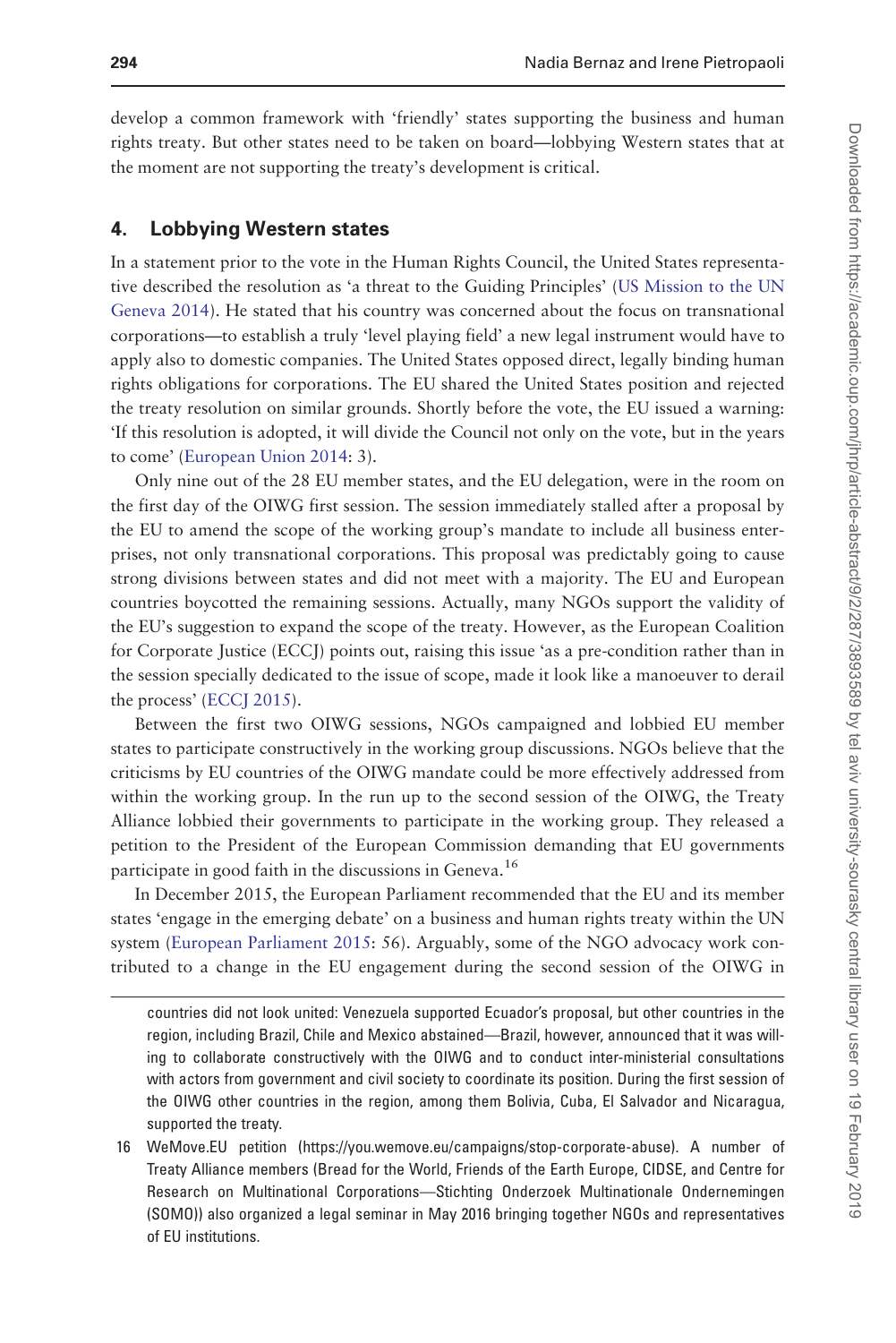develop a common framework with 'friendly' states supporting the business and human rights treaty. But other states need to be taken on board—lobbying Western states that at the moment are not supporting the treaty's development is critical.

## 4. Lobbying Western states

In a statement prior to the vote in the Human Rights Council, the United States representative described the resolution as 'a threat to the Guiding Principles' (US Mission to the UN Geneva 2014). He stated that his country was concerned about the focus on transnational corporations—to establish a truly 'level playing field' a new legal instrument would have to apply also to domestic companies. The United States opposed direct, legally binding human rights obligations for corporations. The EU shared the United States position and rejected the treaty resolution on similar grounds. Shortly before the vote, the EU issued a warning: 'If this resolution is adopted, it will divide the Council not only on the vote, but in the years to come' (European Union 2014: 3).

Only nine out of the 28 EU member states, and the EU delegation, were in the room on the first day of the OIWG first session. The session immediately stalled after a proposal by the EU to amend the scope of the working group's mandate to include all business enterprises, not only transnational corporations. This proposal was predictably going to cause strong divisions between states and did not meet with a majority. The EU and European countries boycotted the remaining sessions. Actually, many NGOs support the validity of the EU's suggestion to expand the scope of the treaty. However, as the European Coalition for Corporate Justice (ECCJ) points out, raising this issue 'as a pre-condition rather than in the session specially dedicated to the issue of scope, made it look like a manoeuver to derail the process' (ECCJ 2015).

Between the first two OIWG sessions, NGOs campaigned and lobbied EU member states to participate constructively in the working group discussions. NGOs believe that the criticisms by EU countries of the OIWG mandate could be more effectively addressed from within the working group. In the run up to the second session of the OIWG, the Treaty Alliance lobbied their governments to participate in the working group. They released a petition to the President of the European Commission demanding that EU governments participate in good faith in the discussions in Geneva.[16]

In December 2015, the European Parliament recommended that the EU and its member states 'engage in the emerging debate' on a business and human rights treaty within the UN system (European Parliament 2015: 56). Arguably, some of the NGO advocacy work contributed to a change in the EU engagement during the second session of the OIWG in

---

countries did not look united: Venezuela supported Ecuador's proposal, but other countries in the region, including Brazil, Chile and Mexico abstained—Brazil, however, announced that it was willing to collaborate constructively with the OIWG and to conduct inter-ministerial consultations with actors from government and civil society to coordinate its position. During the first session of the OIWG other countries in the region, among them Bolivia, Cuba, El Salvador and Nicaragua, supported the treaty.

16 WeMove.EU petition (https://you.wemove.eu/campaigns/stop-corporate-abuse). A number of Treaty Alliance members (Bread for the World, Friends of the Earth Europe, CIDSE, and Centre for Research on Multinational Corporations—Stichting Onderzoek Multinationale Ondernemingen (SOMO)) also organized a legal seminar in May 2016 bringing together NGOs and representatives of EU institutions.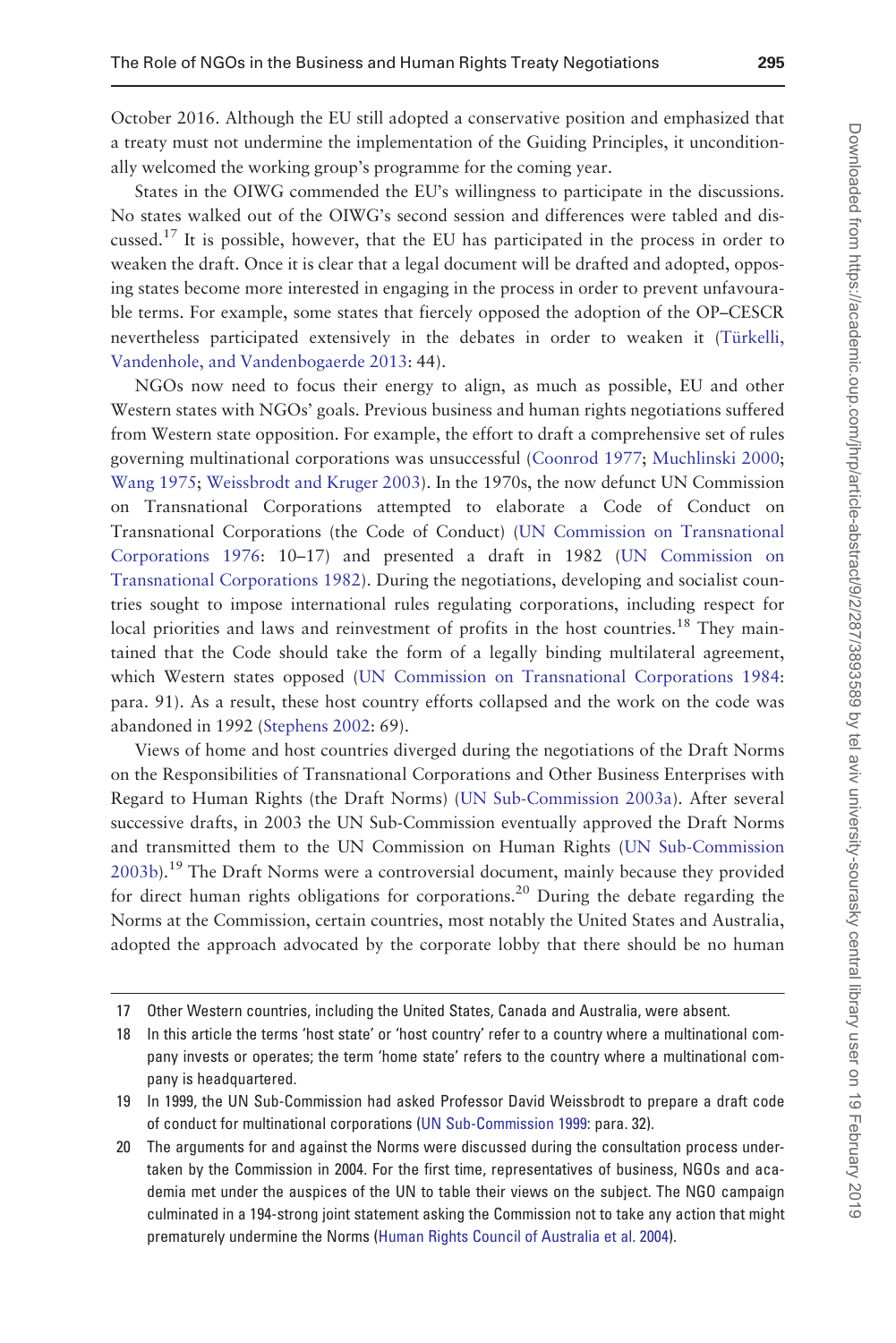October 2016. Although the EU still adopted a conservative position and emphasized that a treaty must not undermine the implementation of the Guiding Principles, it unconditionally welcomed the working group's programme for the coming year.

States in the OIWG commended the EU's willingness to participate in the discussions. No states walked out of the OIWG's second session and differences were tabled and discussed.[17] It is possible, however, that the EU has participated in the process in order to weaken the draft. Once it is clear that a legal document will be drafted and adopted, opposing states become more interested in engaging in the process in order to prevent unfavourable terms. For example, some states that fiercely opposed the adoption of the OP–CESCR nevertheless participated extensively in the debates in order to weaken it (Türkelli, Vandenhole, and Vandenbogaerde 2013: 44).

NGOs now need to focus their energy to align, as much as possible, EU and other Western states with NGOs' goals. Previous business and human rights negotiations suffered from Western state opposition. For example, the effort to draft a comprehensive set of rules governing multinational corporations was unsuccessful (Coonrod 1977; Muchlinski 2000; Wang 1975; Weissbrodt and Kruger 2003). In the 1970s, the now defunct UN Commission on Transnational Corporations attempted to elaborate a Code of Conduct on Transnational Corporations (the Code of Conduct) (UN Commission on Transnational Corporations 1976: 10–17) and presented a draft in 1982 (UN Commission on Transnational Corporations 1982). During the negotiations, developing and socialist countries sought to impose international rules regulating corporations, including respect for local priorities and laws and reinvestment of profits in the host countries.[18] They maintained that the Code should take the form of a legally binding multilateral agreement, which Western states opposed (UN Commission on Transnational Corporations 1984: para. 91). As a result, these host country efforts collapsed and the work on the code was abandoned in 1992 (Stephens 2002: 69).

Views of home and host countries diverged during the negotiations of the Draft Norms on the Responsibilities of Transnational Corporations and Other Business Enterprises with Regard to Human Rights (the Draft Norms) (UN Sub-Commission 2003a). After several successive drafts, in 2003 the UN Sub-Commission eventually approved the Draft Norms and transmitted them to the UN Commission on Human Rights (UN Sub-Commission 2003b).[19] The Draft Norms were a controversial document, mainly because they provided for direct human rights obligations for corporations.[20] During the debate regarding the Norms at the Commission, certain countries, most notably the United States and Australia, adopted the approach advocated by the corporate lobby that there should be no human

---

17 Other Western countries, including the United States, Canada and Australia, were absent.

18 In this article the terms 'host state' or 'host country' refer to a country where a multinational company invests or operates; the term 'home state' refers to the country where a multinational company is headquartered.

19 In 1999, the UN Sub-Commission had asked Professor David Weissbrodt to prepare a draft code of conduct for multinational corporations (UN Sub-Commission 1999: para. 32).

20 The arguments for and against the Norms were discussed during the consultation process undertaken by the Commission in 2004. For the first time, representatives of business, NGOs and academia met under the auspices of the UN to table their views on the subject. The NGO campaign culminated in a 194-strong joint statement asking the Commission not to take any action that might prematurely undermine the Norms (Human Rights Council of Australia et al. 2004).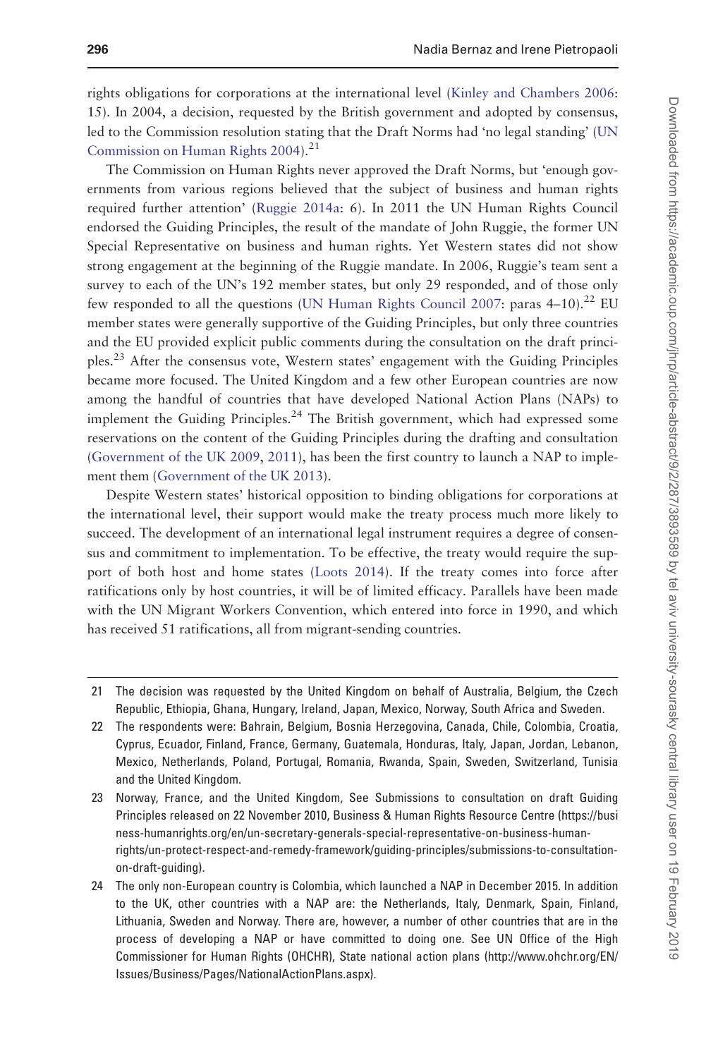rights obligations for corporations at the international level (Kinley and Chambers 2006: 15). In 2004, a decision, requested by the British government and adopted by consensus, led to the Commission resolution stating that the Draft Norms had 'no legal standing' (UN Commission on Human Rights 2004).[21]

The Commission on Human Rights never approved the Draft Norms, but 'enough governments from various regions believed that the subject of business and human rights required further attention' (Ruggie 2014a: 6). In 2011 the UN Human Rights Council endorsed the Guiding Principles, the result of the mandate of John Ruggie, the former UN Special Representative on business and human rights. Yet Western states did not show strong engagement at the beginning of the Ruggie mandate. In 2006, Ruggie's team sent a survey to each of the UN's 192 member states, but only 29 responded, and of those only few responded to all the questions (UN Human Rights Council 2007: paras 4–10).[22] EU member states were generally supportive of the Guiding Principles, but only three countries and the EU provided explicit public comments during the consultation on the draft principles.[23] After the consensus vote, Western states' engagement with the Guiding Principles became more focused. The United Kingdom and a few other European countries are now among the handful of countries that have developed National Action Plans (NAPs) to implement the Guiding Principles.[24] The British government, which had expressed some reservations on the content of the Guiding Principles during the drafting and consultation (Government of the UK 2009, 2011), has been the first country to launch a NAP to implement them (Government of the UK 2013).

Despite Western states' historical opposition to binding obligations for corporations at the international level, their support would make the treaty process much more likely to succeed. The development of an international legal instrument requires a degree of consensus and commitment to implementation. To be effective, the treaty would require the support of both host and home states (Loots 2014). If the treaty comes into force after ratifications only by host countries, it will be of limited efficacy. Parallels have been made with the UN Migrant Workers Convention, which entered into force in 1990, and which has received 51 ratifications, all from migrant-sending countries.

---

21 The decision was requested by the United Kingdom on behalf of Australia, Belgium, the Czech Republic, Ethiopia, Ghana, Hungary, Ireland, Japan, Mexico, Norway, South Africa and Sweden.

22 The respondents were: Bahrain, Belgium, Bosnia Herzegovina, Canada, Chile, Colombia, Croatia, Cyprus, Ecuador, Finland, France, Germany, Guatemala, Honduras, Italy, Japan, Jordan, Lebanon, Mexico, Netherlands, Poland, Portugal, Romania, Rwanda, Spain, Sweden, Switzerland, Tunisia and the United Kingdom.

23 Norway, France, and the United Kingdom, See Submissions to consultation on draft Guiding Principles released on 22 November 2010, Business & Human Rights Resource Centre (https://business-humanrights.org/en/un-secretary-generals-special-representative-on-business-human-rights/un-protect-respect-and-remedy-framework/guiding-principles/submissions-to-consultation-on-draft-guiding).

24 The only non-European country is Colombia, which launched a NAP in December 2015. In addition to the UK, other countries with a NAP are: the Netherlands, Italy, Denmark, Spain, Finland, Lithuania, Sweden and Norway. There are, however, a number of other countries that are in the process of developing a NAP or have committed to doing one. See UN Office of the High Commissioner for Human Rights (OHCHR), State national action plans (http://www.ohchr.org/EN/Issues/Business/Pages/NationalActionPlans.aspx).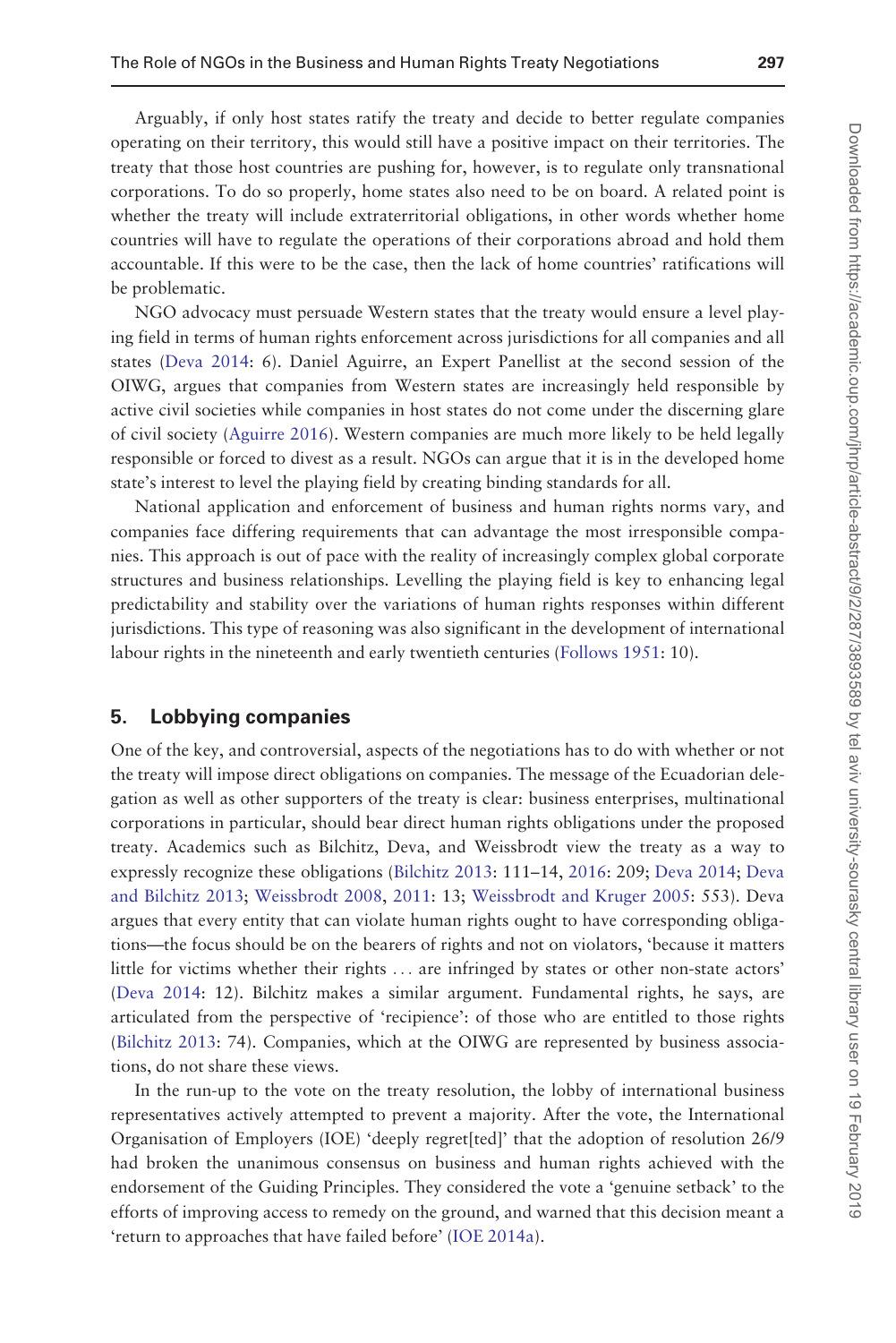Arguably, if only host states ratify the treaty and decide to better regulate companies operating on their territory, this would still have a positive impact on their territories. The treaty that those host countries are pushing for, however, is to regulate only transnational corporations. To do so properly, home states also need to be on board. A related point is whether the treaty will include extraterritorial obligations, in other words whether home countries will have to regulate the operations of their corporations abroad and hold them accountable. If this were to be the case, then the lack of home countries' ratifications will be problematic.

NGO advocacy must persuade Western states that the treaty would ensure a level playing field in terms of human rights enforcement across jurisdictions for all companies and all states (Deva 2014: 6). Daniel Aguirre, an Expert Panellist at the second session of the OIWG, argues that companies from Western states are increasingly held responsible by active civil societies while companies in host states do not come under the discerning glare of civil society (Aguirre 2016). Western companies are much more likely to be held legally responsible or forced to divest as a result. NGOs can argue that it is in the developed home state's interest to level the playing field by creating binding standards for all.

National application and enforcement of business and human rights norms vary, and companies face differing requirements that can advantage the most irresponsible companies. This approach is out of pace with the reality of increasingly complex global corporate structures and business relationships. Levelling the playing field is key to enhancing legal predictability and stability over the variations of human rights responses within different jurisdictions. This type of reasoning was also significant in the development of international labour rights in the nineteenth and early twentieth centuries (Follows 1951: 10).

## 5. Lobbying companies

One of the key, and controversial, aspects of the negotiations has to do with whether or not the treaty will impose direct obligations on companies. The message of the Ecuadorian delegation as well as other supporters of the treaty is clear: business enterprises, multinational corporations in particular, should bear direct human rights obligations under the proposed treaty. Academics such as Bilchitz, Deva, and Weissbrodt view the treaty as a way to expressly recognize these obligations (Bilchitz 2013: 111–14, 2016: 209; Deva 2014; Deva and Bilchitz 2013; Weissbrodt 2008, 2011: 13; Weissbrodt and Kruger 2005: 553). Deva argues that every entity that can violate human rights ought to have corresponding obligations—the focus should be on the bearers of rights and not on violators, 'because it matters little for victims whether their rights ... are infringed by states or other non-state actors' (Deva 2014: 12). Bilchitz makes a similar argument. Fundamental rights, he says, are articulated from the perspective of 'recipience': of those who are entitled to those rights (Bilchitz 2013: 74). Companies, which at the OIWG are represented by business associations, do not share these views.

In the run-up to the vote on the treaty resolution, the lobby of international business representatives actively attempted to prevent a majority. After the vote, the International Organisation of Employers (IOE) 'deeply regret[ted]' that the adoption of resolution 26/9 had broken the unanimous consensus on business and human rights achieved with the endorsement of the Guiding Principles. They considered the vote a 'genuine setback' to the efforts of improving access to remedy on the ground, and warned that this decision meant a 'return to approaches that have failed before' (IOE 2014a).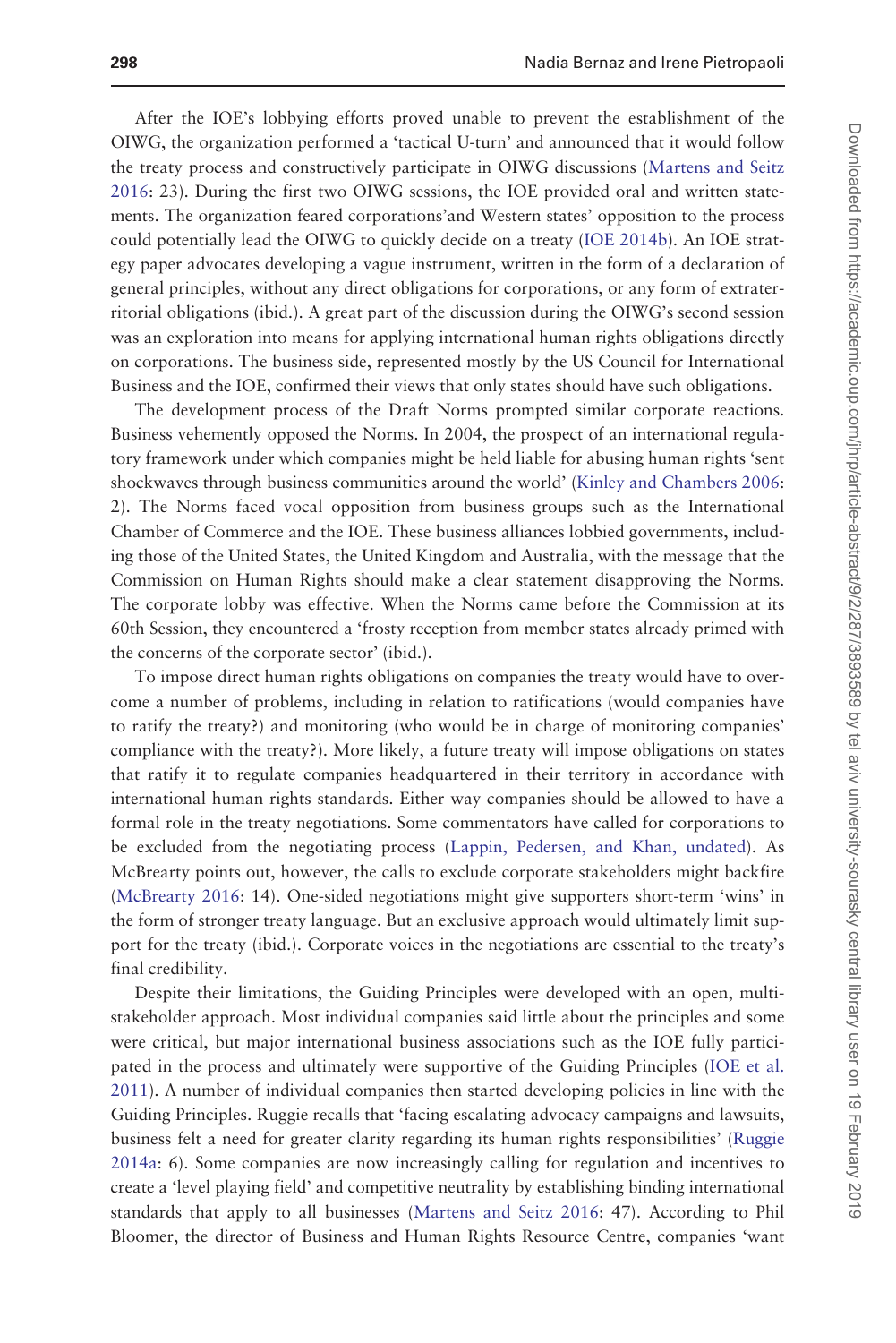After the IOE's lobbying efforts proved unable to prevent the establishment of the OIWG, the organization performed a 'tactical U-turn' and announced that it would follow the treaty process and constructively participate in OIWG discussions (Martens and Seitz 2016: 23). During the first two OIWG sessions, the IOE provided oral and written statements. The organization feared corporations'and Western states' opposition to the process could potentially lead the OIWG to quickly decide on a treaty (IOE 2014b). An IOE strategy paper advocates developing a vague instrument, written in the form of a declaration of general principles, without any direct obligations for corporations, or any form of extraterritorial obligations (ibid.). A great part of the discussion during the OIWG's second session was an exploration into means for applying international human rights obligations directly on corporations. The business side, represented mostly by the US Council for International Business and the IOE, confirmed their views that only states should have such obligations.

The development process of the Draft Norms prompted similar corporate reactions. Business vehemently opposed the Norms. In 2004, the prospect of an international regulatory framework under which companies might be held liable for abusing human rights 'sent shockwaves through business communities around the world' (Kinley and Chambers 2006: 2). The Norms faced vocal opposition from business groups such as the International Chamber of Commerce and the IOE. These business alliances lobbied governments, including those of the United States, the United Kingdom and Australia, with the message that the Commission on Human Rights should make a clear statement disapproving the Norms. The corporate lobby was effective. When the Norms came before the Commission at its 60th Session, they encountered a 'frosty reception from member states already primed with the concerns of the corporate sector' (ibid.).

To impose direct human rights obligations on companies the treaty would have to overcome a number of problems, including in relation to ratifications (would companies have to ratify the treaty?) and monitoring (who would be in charge of monitoring companies' compliance with the treaty?). More likely, a future treaty will impose obligations on states that ratify it to regulate companies headquartered in their territory in accordance with international human rights standards. Either way companies should be allowed to have a formal role in the treaty negotiations. Some commentators have called for corporations to be excluded from the negotiating process (Lappin, Pedersen, and Khan, undated). As McBrearty points out, however, the calls to exclude corporate stakeholders might backfire (McBrearty 2016: 14). One-sided negotiations might give supporters short-term 'wins' in the form of stronger treaty language. But an exclusive approach would ultimately limit support for the treaty (ibid.). Corporate voices in the negotiations are essential to the treaty's final credibility.

Despite their limitations, the Guiding Principles were developed with an open, multi-stakeholder approach. Most individual companies said little about the principles and some were critical, but major international business associations such as the IOE fully participated in the process and ultimately were supportive of the Guiding Principles (IOE et al. 2011). A number of individual companies then started developing policies in line with the Guiding Principles. Ruggie recalls that 'facing escalating advocacy campaigns and lawsuits, business felt a need for greater clarity regarding its human rights responsibilities' (Ruggie 2014a: 6). Some companies are now increasingly calling for regulation and incentives to create a 'level playing field' and competitive neutrality by establishing binding international standards that apply to all businesses (Martens and Seitz 2016: 47). According to Phil Bloomer, the director of Business and Human Rights Resource Centre, companies 'want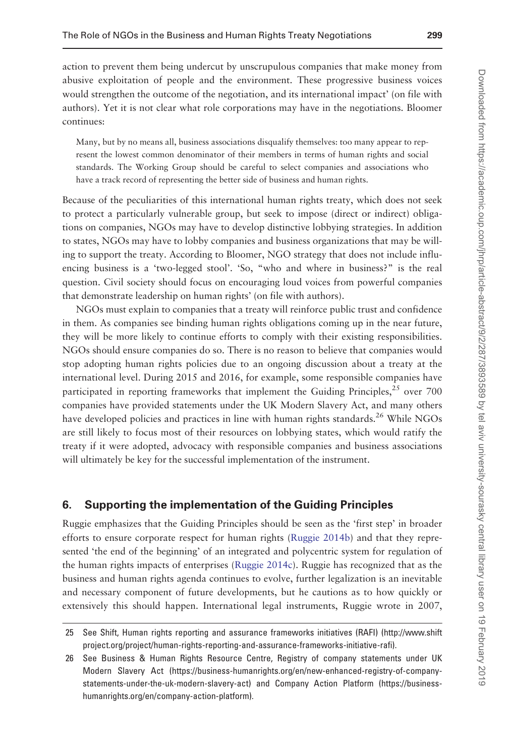action to prevent them being undercut by unscrupulous companies that make money from abusive exploitation of people and the environment. These progressive business voices would strengthen the outcome of the negotiation, and its international impact' (on file with authors). Yet it is not clear what role corporations may have in the negotiations. Bloomer continues:

> Many, but by no means all, business associations disqualify themselves: too many appear to represent the lowest common denominator of their members in terms of human rights and social standards. The Working Group should be careful to select companies and associations who have a track record of representing the better side of business and human rights.

Because of the peculiarities of this international human rights treaty, which does not seek to protect a particularly vulnerable group, but seek to impose (direct or indirect) obligations on companies, NGOs may have to develop distinctive lobbying strategies. In addition to states, NGOs may have to lobby companies and business organizations that may be willing to support the treaty. According to Bloomer, NGO strategy that does not include influencing business is a 'two-legged stool'. 'So, "who and where in business?" is the real question. Civil society should focus on encouraging loud voices from powerful companies that demonstrate leadership on human rights' (on file with authors).

NGOs must explain to companies that a treaty will reinforce public trust and confidence in them. As companies see binding human rights obligations coming up in the near future, they will be more likely to continue efforts to comply with their existing responsibilities. NGOs should ensure companies do so. There is no reason to believe that companies would stop adopting human rights policies due to an ongoing discussion about a treaty at the international level. During 2015 and 2016, for example, some responsible companies have participated in reporting frameworks that implement the Guiding Principles,[25] over 700 companies have provided statements under the UK Modern Slavery Act, and many others have developed policies and practices in line with human rights standards.[26] While NGOs are still likely to focus most of their resources on lobbying states, which would ratify the treaty if it were adopted, advocacy with responsible companies and business associations will ultimately be key for the successful implementation of the instrument.

## 6. Supporting the implementation of the Guiding Principles

Ruggie emphasizes that the Guiding Principles should be seen as the 'first step' in broader efforts to ensure corporate respect for human rights (Ruggie 2014b) and that they represented 'the end of the beginning' of an integrated and polycentric system for regulation of the human rights impacts of enterprises (Ruggie 2014c). Ruggie has recognized that as the business and human rights agenda continues to evolve, further legalization is an inevitable and necessary component of future developments, but he cautions as to how quickly or extensively this should happen. International legal instruments, Ruggie wrote in 2007,

---

25 See Shift, Human rights reporting and assurance frameworks initiatives (RAFI) (http://www.shiftproject.org/project/human-rights-reporting-and-assurance-frameworks-initiative-rafi).

26 See Business & Human Rights Resource Centre, Registry of company statements under UK Modern Slavery Act (https://business-humanrights.org/en/new-enhanced-registry-of-company-statements-under-the-uk-modern-slavery-act) and Company Action Platform (https://business-humanrights.org/en/company-action-platform).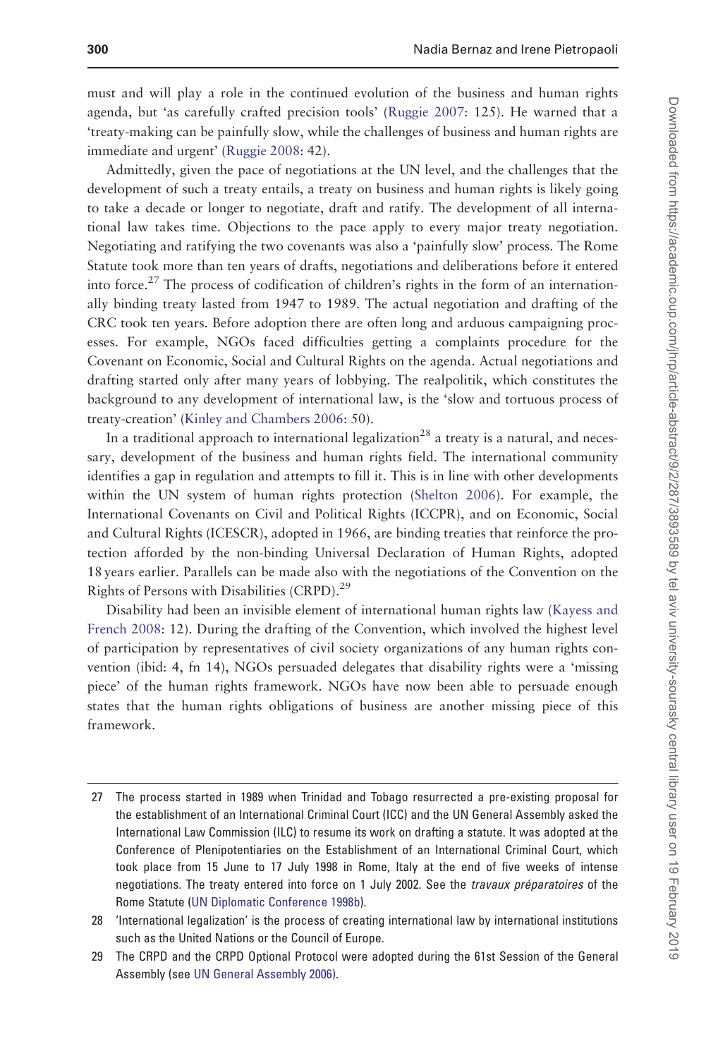must and will play a role in the continued evolution of the business and human rights agenda, but 'as carefully crafted precision tools' (Ruggie 2007: 125). He warned that a 'treaty-making can be painfully slow, while the challenges of business and human rights are immediate and urgent' (Ruggie 2008: 42).

Admittedly, given the pace of negotiations at the UN level, and the challenges that the development of such a treaty entails, a treaty on business and human rights is likely going to take a decade or longer to negotiate, draft and ratify. The development of all international law takes time. Objections to the pace apply to every major treaty negotiation. Negotiating and ratifying the two covenants was also a 'painfully slow' process. The Rome Statute took more than ten years of drafts, negotiations and deliberations before it entered into force.[27] The process of codification of children's rights in the form of an internationally binding treaty lasted from 1947 to 1989. The actual negotiation and drafting of the CRC took ten years. Before adoption there are often long and arduous campaigning processes. For example, NGOs faced difficulties getting a complaints procedure for the Covenant on Economic, Social and Cultural Rights on the agenda. Actual negotiations and drafting started only after many years of lobbying. The realpolitik, which constitutes the background to any development of international law, is the 'slow and tortuous process of treaty-creation' (Kinley and Chambers 2006: 50).

In a traditional approach to international legalization[28] a treaty is a natural, and necessary, development of the business and human rights field. The international community identifies a gap in regulation and attempts to fill it. This is in line with other developments within the UN system of human rights protection (Shelton 2006). For example, the International Covenants on Civil and Political Rights (ICCPR), and on Economic, Social and Cultural Rights (ICESCR), adopted in 1966, are binding treaties that reinforce the protection afforded by the non-binding Universal Declaration of Human Rights, adopted 18 years earlier. Parallels can be made also with the negotiations of the Convention on the Rights of Persons with Disabilities (CRPD).[29]

Disability had been an invisible element of international human rights law (Kayess and French 2008: 12). During the drafting of the Convention, which involved the highest level of participation by representatives of civil society organizations of any human rights convention (ibid: 4, fn 14), NGOs persuaded delegates that disability rights were a 'missing piece' of the human rights framework. NGOs have now been able to persuade enough states that the human rights obligations of business are another missing piece of this framework.

---

27 The process started in 1989 when Trinidad and Tobago resurrected a pre-existing proposal for the establishment of an International Criminal Court (ICC) and the UN General Assembly asked the International Law Commission (ILC) to resume its work on drafting a statute. It was adopted at the Conference of Plenipotentiaries on the Establishment of an International Criminal Court, which took place from 15 June to 17 July 1998 in Rome, Italy at the end of five weeks of intense negotiations. The treaty entered into force on 1 July 2002. See the *travaux préparatoires* of the Rome Statute (UN Diplomatic Conference 1998b).

28 'International legalization' is the process of creating international law by international institutions such as the United Nations or the Council of Europe.

29 The CRPD and the CRPD Optional Protocol were adopted during the 61st Session of the General Assembly (see UN General Assembly 2006).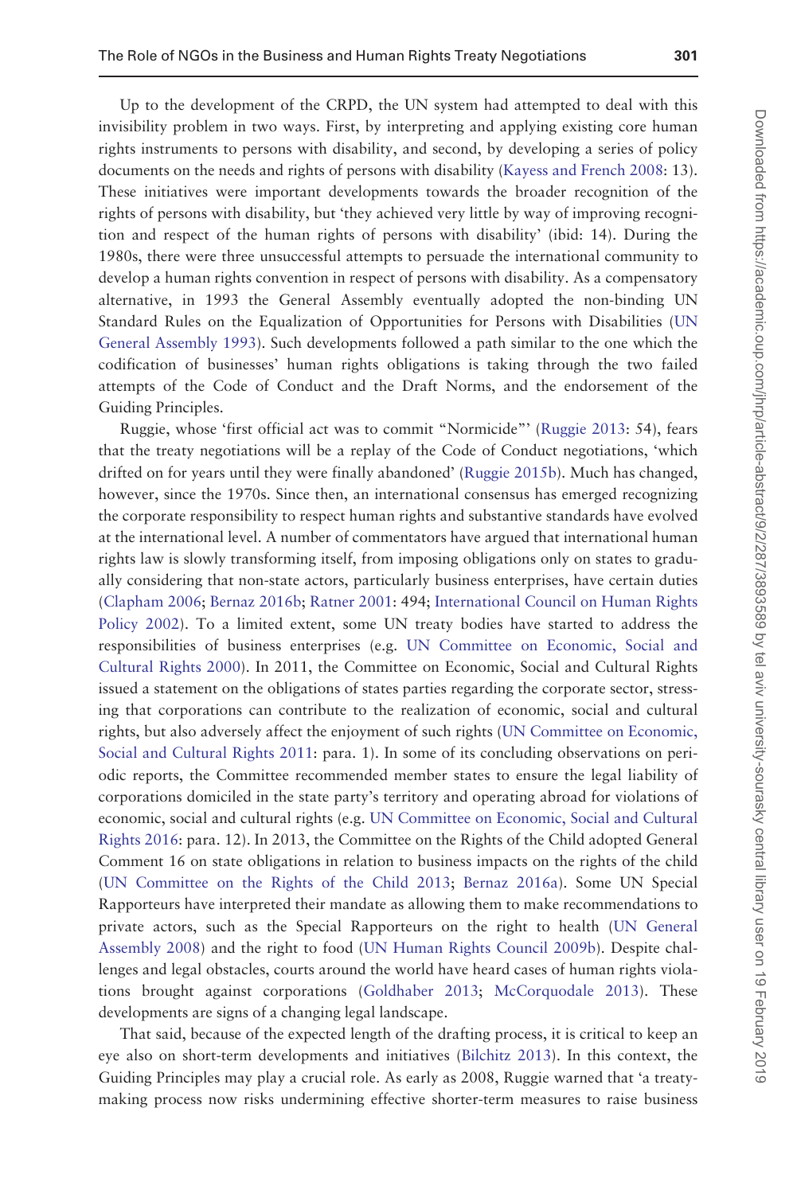Up to the development of the CRPD, the UN system had attempted to deal with this invisibility problem in two ways. First, by interpreting and applying existing core human rights instruments to persons with disability, and second, by developing a series of policy documents on the needs and rights of persons with disability (Kayess and French 2008: 13). These initiatives were important developments towards the broader recognition of the rights of persons with disability, but 'they achieved very little by way of improving recognition and respect of the human rights of persons with disability' (ibid: 14). During the 1980s, there were three unsuccessful attempts to persuade the international community to develop a human rights convention in respect of persons with disability. As a compensatory alternative, in 1993 the General Assembly eventually adopted the non-binding UN Standard Rules on the Equalization of Opportunities for Persons with Disabilities (UN General Assembly 1993). Such developments followed a path similar to the one which the codification of businesses' human rights obligations is taking through the two failed attempts of the Code of Conduct and the Draft Norms, and the endorsement of the Guiding Principles.

Ruggie, whose 'first official act was to commit "Normicide"' (Ruggie 2013: 54), fears that the treaty negotiations will be a replay of the Code of Conduct negotiations, 'which drifted on for years until they were finally abandoned' (Ruggie 2015b). Much has changed, however, since the 1970s. Since then, an international consensus has emerged recognizing the corporate responsibility to respect human rights and substantive standards have evolved at the international level. A number of commentators have argued that international human rights law is slowly transforming itself, from imposing obligations only on states to gradually considering that non-state actors, particularly business enterprises, have certain duties (Clapham 2006; Bernaz 2016b; Ratner 2001: 494; International Council on Human Rights Policy 2002). To a limited extent, some UN treaty bodies have started to address the responsibilities of business enterprises (e.g. UN Committee on Economic, Social and Cultural Rights 2000). In 2011, the Committee on Economic, Social and Cultural Rights issued a statement on the obligations of states parties regarding the corporate sector, stressing that corporations can contribute to the realization of economic, social and cultural rights, but also adversely affect the enjoyment of such rights (UN Committee on Economic, Social and Cultural Rights 2011: para. 1). In some of its concluding observations on periodic reports, the Committee recommended member states to ensure the legal liability of corporations domiciled in the state party's territory and operating abroad for violations of economic, social and cultural rights (e.g. UN Committee on Economic, Social and Cultural Rights 2016: para. 12). In 2013, the Committee on the Rights of the Child adopted General Comment 16 on state obligations in relation to business impacts on the rights of the child (UN Committee on the Rights of the Child 2013; Bernaz 2016a). Some UN Special Rapporteurs have interpreted their mandate as allowing them to make recommendations to private actors, such as the Special Rapporteurs on the right to health (UN General Assembly 2008) and the right to food (UN Human Rights Council 2009b). Despite challenges and legal obstacles, courts around the world have heard cases of human rights violations brought against corporations (Goldhaber 2013; McCorquodale 2013). These developments are signs of a changing legal landscape.

That said, because of the expected length of the drafting process, it is critical to keep an eye also on short-term developments and initiatives (Bilchitz 2013). In this context, the Guiding Principles may play a crucial role. As early as 2008, Ruggie warned that 'a treaty-making process now risks undermining effective shorter-term measures to raise business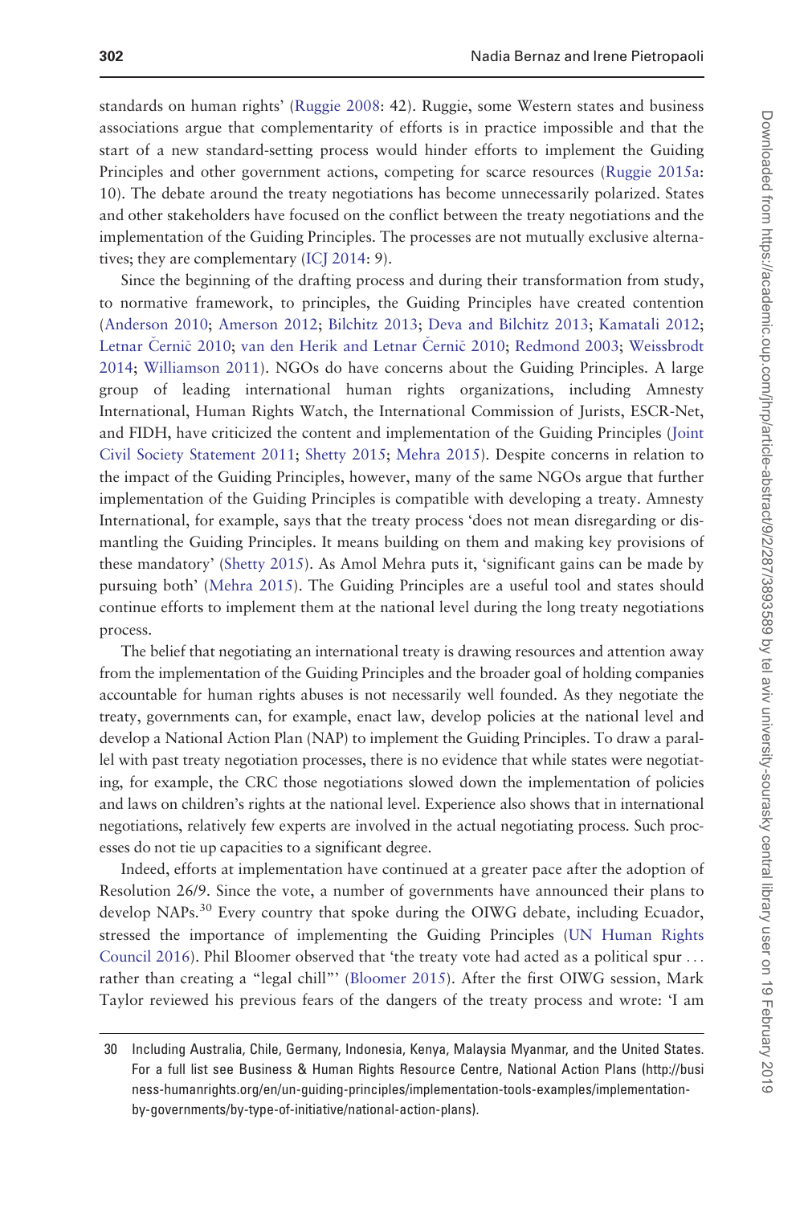standards on human rights' (Ruggie 2008: 42). Ruggie, some Western states and business associations argue that complementarity of efforts is in practice impossible and that the start of a new standard-setting process would hinder efforts to implement the Guiding Principles and other government actions, competing for scarce resources (Ruggie 2015a: 10). The debate around the treaty negotiations has become unnecessarily polarized. States and other stakeholders have focused on the conflict between the treaty negotiations and the implementation of the Guiding Principles. The processes are not mutually exclusive alternatives; they are complementary (ICJ 2014: 9).

Since the beginning of the drafting process and during their transformation from study, to normative framework, to principles, the Guiding Principles have created contention (Anderson 2010; Amerson 2012; Bilchitz 2013; Deva and Bilchitz 2013; Kamatali 2012; Letnar Černič 2010; van den Herik and Letnar Černič 2010; Redmond 2003; Weissbrodt 2014; Williamson 2011). NGOs do have concerns about the Guiding Principles. A large group of leading international human rights organizations, including Amnesty International, Human Rights Watch, the International Commission of Jurists, ESCR-Net, and FIDH, have criticized the content and implementation of the Guiding Principles (Joint Civil Society Statement 2011; Shetty 2015; Mehra 2015). Despite concerns in relation to the impact of the Guiding Principles, however, many of the same NGOs argue that further implementation of the Guiding Principles is compatible with developing a treaty. Amnesty International, for example, says that the treaty process 'does not mean disregarding or dismantling the Guiding Principles. It means building on them and making key provisions of these mandatory' (Shetty 2015). As Amol Mehra puts it, 'significant gains can be made by pursuing both' (Mehra 2015). The Guiding Principles are a useful tool and states should continue efforts to implement them at the national level during the long treaty negotiations process.

The belief that negotiating an international treaty is drawing resources and attention away from the implementation of the Guiding Principles and the broader goal of holding companies accountable for human rights abuses is not necessarily well founded. As they negotiate the treaty, governments can, for example, enact law, develop policies at the national level and develop a National Action Plan (NAP) to implement the Guiding Principles. To draw a parallel with past treaty negotiation processes, there is no evidence that while states were negotiating, for example, the CRC those negotiations slowed down the implementation of policies and laws on children's rights at the national level. Experience also shows that in international negotiations, relatively few experts are involved in the actual negotiating process. Such processes do not tie up capacities to a significant degree.

Indeed, efforts at implementation have continued at a greater pace after the adoption of Resolution 26/9. Since the vote, a number of governments have announced their plans to develop NAPs.[30] Every country that spoke during the OIWG debate, including Ecuador, stressed the importance of implementing the Guiding Principles (UN Human Rights Council 2016). Phil Bloomer observed that 'the treaty vote had acted as a political spur ... rather than creating a "legal chill"' (Bloomer 2015). After the first OIWG session, Mark Taylor reviewed his previous fears of the dangers of the treaty process and wrote: 'I am

30 Including Australia, Chile, Germany, Indonesia, Kenya, Malaysia Myanmar, and the United States. For a full list see Business & Human Rights Resource Centre, National Action Plans (http://business-humanrights.org/en/un-guiding-principles/implementation-tools-examples/implementation-by-governments/by-type-of-initiative/national-action-plans).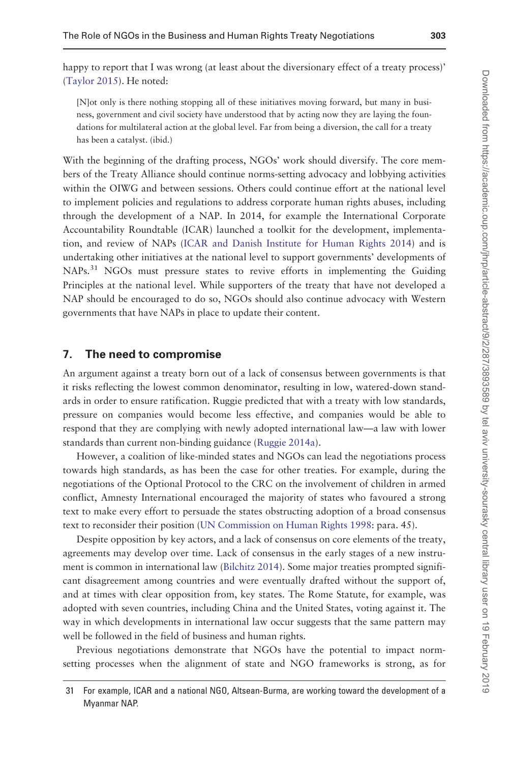happy to report that I was wrong (at least about the diversionary effect of a treaty process)' (Taylor 2015). He noted:

> [N]ot only is there nothing stopping all of these initiatives moving forward, but many in business, government and civil society have understood that by acting now they are laying the foundations for multilateral action at the global level. Far from being a diversion, the call for a treaty has been a catalyst. (ibid.)

With the beginning of the drafting process, NGOs' work should diversify. The core members of the Treaty Alliance should continue norms-setting advocacy and lobbying activities within the OIWG and between sessions. Others could continue effort at the national level to implement policies and regulations to address corporate human rights abuses, including through the development of a NAP. In 2014, for example the International Corporate Accountability Roundtable (ICAR) launched a toolkit for the development, implementation, and review of NAPs (ICAR and Danish Institute for Human Rights 2014) and is undertaking other initiatives at the national level to support governments' developments of NAPs.[31] NGOs must pressure states to revive efforts in implementing the Guiding Principles at the national level. While supporters of the treaty that have not developed a NAP should be encouraged to do so, NGOs should also continue advocacy with Western governments that have NAPs in place to update their content.

## 7. The need to compromise

An argument against a treaty born out of a lack of consensus between governments is that it risks reflecting the lowest common denominator, resulting in low, watered-down standards in order to ensure ratification. Ruggie predicted that with a treaty with low standards, pressure on companies would become less effective, and companies would be able to respond that they are complying with newly adopted international law—a law with lower standards than current non-binding guidance (Ruggie 2014a).

However, a coalition of like-minded states and NGOs can lead the negotiations process towards high standards, as has been the case for other treaties. For example, during the negotiations of the Optional Protocol to the CRC on the involvement of children in armed conflict, Amnesty International encouraged the majority of states who favoured a strong text to make every effort to persuade the states obstructing adoption of a broad consensus text to reconsider their position (UN Commission on Human Rights 1998: para. 45).

Despite opposition by key actors, and a lack of consensus on core elements of the treaty, agreements may develop over time. Lack of consensus in the early stages of a new instrument is common in international law (Bilchitz 2014). Some major treaties prompted significant disagreement among countries and were eventually drafted without the support of, and at times with clear opposition from, key states. The Rome Statute, for example, was adopted with seven countries, including China and the United States, voting against it. The way in which developments in international law occur suggests that the same pattern may well be followed in the field of business and human rights.

Previous negotiations demonstrate that NGOs have the potential to impact norm-setting processes when the alignment of state and NGO frameworks is strong, as for

31 For example, ICAR and a national NGO, Altsean-Burma, are working toward the development of a Myanmar NAP.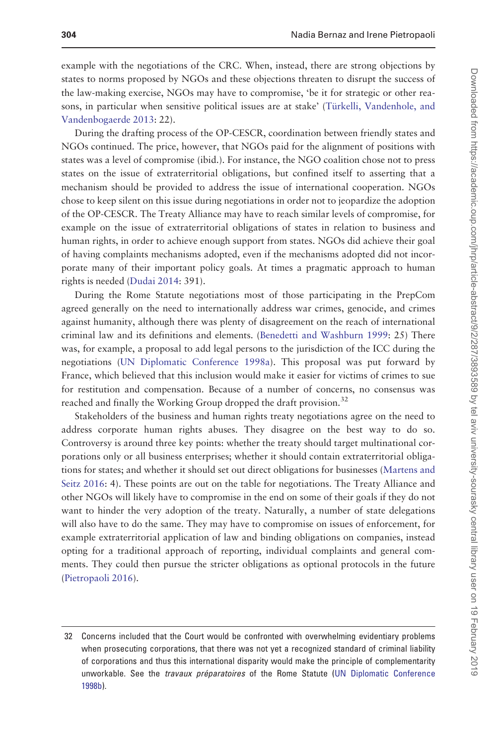example with the negotiations of the CRC. When, instead, there are strong objections by states to norms proposed by NGOs and these objections threaten to disrupt the success of the law-making exercise, NGOs may have to compromise, 'be it for strategic or other reasons, in particular when sensitive political issues are at stake' (Türkelli, Vandenhole, and Vandenbogaerde 2013: 22).

During the drafting process of the OP-CESCR, coordination between friendly states and NGOs continued. The price, however, that NGOs paid for the alignment of positions with states was a level of compromise (ibid.). For instance, the NGO coalition chose not to press states on the issue of extraterritorial obligations, but confined itself to asserting that a mechanism should be provided to address the issue of international cooperation. NGOs chose to keep silent on this issue during negotiations in order not to jeopardize the adoption of the OP-CESCR. The Treaty Alliance may have to reach similar levels of compromise, for example on the issue of extraterritorial obligations of states in relation to business and human rights, in order to achieve enough support from states. NGOs did achieve their goal of having complaints mechanisms adopted, even if the mechanisms adopted did not incorporate many of their important policy goals. At times a pragmatic approach to human rights is needed (Dudai 2014: 391).

During the Rome Statute negotiations most of those participating in the PrepCom agreed generally on the need to internationally address war crimes, genocide, and crimes against humanity, although there was plenty of disagreement on the reach of international criminal law and its definitions and elements. (Benedetti and Washburn 1999: 25) There was, for example, a proposal to add legal persons to the jurisdiction of the ICC during the negotiations (UN Diplomatic Conference 1998a). This proposal was put forward by France, which believed that this inclusion would make it easier for victims of crimes to sue for restitution and compensation. Because of a number of concerns, no consensus was reached and finally the Working Group dropped the draft provision.[32]

Stakeholders of the business and human rights treaty negotiations agree on the need to address corporate human rights abuses. They disagree on the best way to do so. Controversy is around three key points: whether the treaty should target multinational corporations only or all business enterprises; whether it should contain extraterritorial obligations for states; and whether it should set out direct obligations for businesses (Martens and Seitz 2016: 4). These points are out on the table for negotiations. The Treaty Alliance and other NGOs will likely have to compromise in the end on some of their goals if they do not want to hinder the very adoption of the treaty. Naturally, a number of state delegations will also have to do the same. They may have to compromise on issues of enforcement, for example extraterritorial application of law and binding obligations on companies, instead opting for a traditional approach of reporting, individual complaints and general comments. They could then pursue the stricter obligations as optional protocols in the future (Pietropaoli 2016).

---

32 Concerns included that the Court would be confronted with overwhelming evidentiary problems when prosecuting corporations, that there was not yet a recognized standard of criminal liability of corporations and thus this international disparity would make the principle of complementarity unworkable. See the *travaux préparatoires* of the Rome Statute (UN Diplomatic Conference 1998b).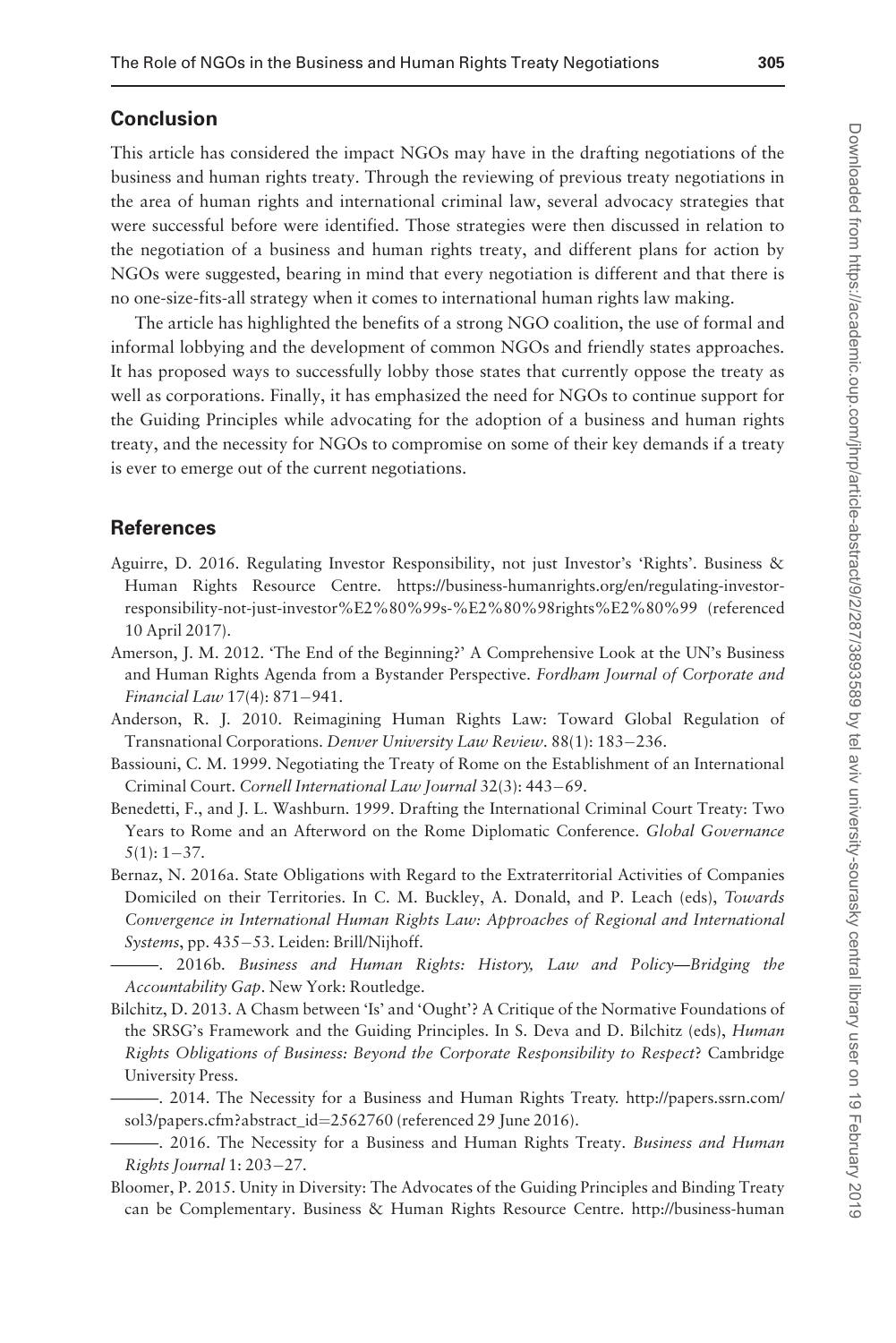## Conclusion

This article has considered the impact NGOs may have in the drafting negotiations of the business and human rights treaty. Through the reviewing of previous treaty negotiations in the area of human rights and international criminal law, several advocacy strategies that were successful before were identified. Those strategies were then discussed in relation to the negotiation of a business and human rights treaty, and different plans for action by NGOs were suggested, bearing in mind that every negotiation is different and that there is no one-size-fits-all strategy when it comes to international human rights law making.

The article has highlighted the benefits of a strong NGO coalition, the use of formal and informal lobbying and the development of common NGOs and friendly states approaches. It has proposed ways to successfully lobby those states that currently oppose the treaty as well as corporations. Finally, it has emphasized the need for NGOs to continue support for the Guiding Principles while advocating for the adoption of a business and human rights treaty, and the necessity for NGOs to compromise on some of their key demands if a treaty is ever to emerge out of the current negotiations.

## References

Aguirre, D. 2016. Regulating Investor Responsibility, not just Investor's 'Rights'. Business & Human Rights Resource Centre. https://business-humanrights.org/en/regulating-investor-responsibility-not-just-investor%E2%80%99s-%E2%80%98rights%E2%80%99 (referenced 10 April 2017).

Amerson, J. M. 2012. 'The End of the Beginning?' A Comprehensive Look at the UN's Business and Human Rights Agenda from a Bystander Perspective. *Fordham Journal of Corporate and Financial Law* 17(4): 871–941.

Anderson, R. J. 2010. Reimagining Human Rights Law: Toward Global Regulation of Transnational Corporations. *Denver University Law Review*. 88(1): 183–236.

Bassiouni, C. M. 1999. Negotiating the Treaty of Rome on the Establishment of an International Criminal Court. *Cornell International Law Journal* 32(3): 443–69.

Benedetti, F., and J. L. Washburn. 1999. Drafting the International Criminal Court Treaty: Two Years to Rome and an Afterword on the Rome Diplomatic Conference. *Global Governance* 5(1): 1–37.

Bernaz, N. 2016a. State Obligations with Regard to the Extraterritorial Activities of Companies Domiciled on their Territories. In C. M. Buckley, A. Donald, and P. Leach (eds), *Towards Convergence in International Human Rights Law: Approaches of Regional and International Systems*, pp. 435–53. Leiden: Brill/Nijhoff.

———. 2016b. *Business and Human Rights: History, Law and Policy—Bridging the Accountability Gap*. New York: Routledge.

Bilchitz, D. 2013. A Chasm between 'Is' and 'Ought'? A Critique of the Normative Foundations of the SRSG's Framework and the Guiding Principles. In S. Deva and D. Bilchitz (eds), *Human Rights Obligations of Business: Beyond the Corporate Responsibility to Respect*? Cambridge University Press.

———. 2014. The Necessity for a Business and Human Rights Treaty. http://papers.ssrn.com/sol3/papers.cfm?abstract_id=2562760 (referenced 29 June 2016).

———. 2016. The Necessity for a Business and Human Rights Treaty. *Business and Human Rights Journal* 1: 203–27.

Bloomer, P. 2015. Unity in Diversity: The Advocates of the Guiding Principles and Binding Treaty can be Complementary. Business & Human Rights Resource Centre. http://business-human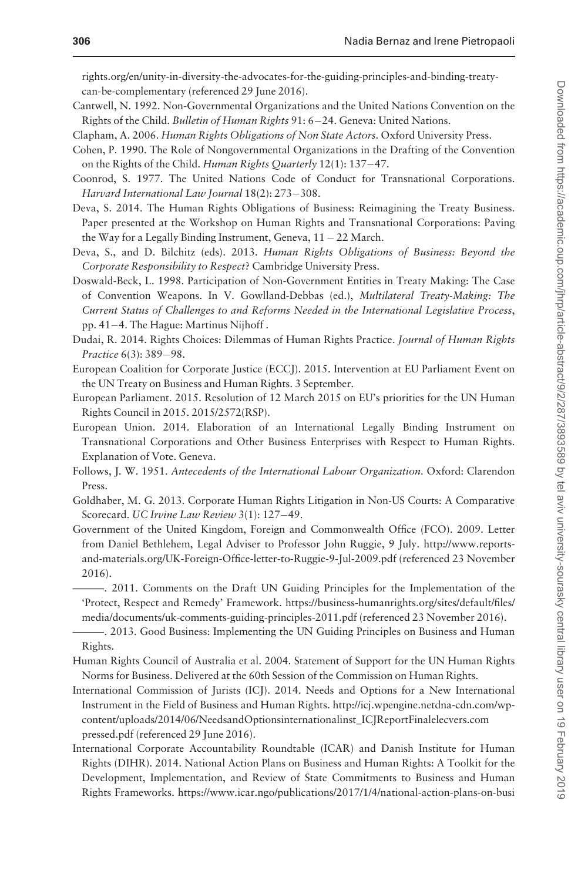rights.org/en/unity-in-diversity-the-advocates-for-the-guiding-principles-and-binding-treaty-can-be-complementary (referenced 29 June 2016).

Cantwell, N. 1992. Non-Governmental Organizations and the United Nations Convention on the Rights of the Child. *Bulletin of Human Rights* 91: 6–24. Geneva: United Nations.

Clapham, A. 2006. *Human Rights Obligations of Non State Actors*. Oxford University Press.

Cohen, P. 1990. The Role of Nongovernmental Organizations in the Drafting of the Convention on the Rights of the Child. *Human Rights Quarterly* 12(1): 137–47.

Coonrod, S. 1977. The United Nations Code of Conduct for Transnational Corporations. *Harvard International Law Journal* 18(2): 273–308.

Deva, S. 2014. The Human Rights Obligations of Business: Reimagining the Treaty Business. Paper presented at the Workshop on Human Rights and Transnational Corporations: Paving the Way for a Legally Binding Instrument, Geneva, 11 – 22 March.

Deva, S., and D. Bilchitz (eds). 2013. *Human Rights Obligations of Business: Beyond the Corporate Responsibility to Respect?* Cambridge University Press.

Doswald-Beck, L. 1998. Participation of Non-Government Entities in Treaty Making: The Case of Convention Weapons. In V. Gowlland-Debbas (ed.), *Multilateral Treaty-Making: The Current Status of Challenges to and Reforms Needed in the International Legislative Process*, pp. 41–4. The Hague: Martinus Nijhoff .

Dudai, R. 2014. Rights Choices: Dilemmas of Human Rights Practice. *Journal of Human Rights Practice* 6(3): 389–98.

European Coalition for Corporate Justice (ECCJ). 2015. Intervention at EU Parliament Event on the UN Treaty on Business and Human Rights. 3 September.

European Parliament. 2015. Resolution of 12 March 2015 on EU's priorities for the UN Human Rights Council in 2015. 2015/2572(RSP).

European Union. 2014. Elaboration of an International Legally Binding Instrument on Transnational Corporations and Other Business Enterprises with Respect to Human Rights. Explanation of Vote. Geneva.

Follows, J. W. 1951. *Antecedents of the International Labour Organization*. Oxford: Clarendon Press.

Goldhaber, M. G. 2013. Corporate Human Rights Litigation in Non-US Courts: A Comparative Scorecard. *UC Irvine Law Review* 3(1): 127–49.

Government of the United Kingdom, Foreign and Commonwealth Office (FCO). 2009. Letter from Daniel Bethlehem, Legal Adviser to Professor John Ruggie, 9 July. http://www.reports-and-materials.org/UK-Foreign-Office-letter-to-Ruggie-9-Jul-2009.pdf (referenced 23 November 2016).

———. 2011. Comments on the Draft UN Guiding Principles for the Implementation of the 'Protect, Respect and Remedy' Framework. https://business-humanrights.org/sites/default/files/media/documents/uk-comments-guiding-principles-2011.pdf (referenced 23 November 2016).

———. 2013. Good Business: Implementing the UN Guiding Principles on Business and Human Rights.

Human Rights Council of Australia et al. 2004. Statement of Support for the UN Human Rights Norms for Business. Delivered at the 60th Session of the Commission on Human Rights.

International Commission of Jurists (ICJ). 2014. Needs and Options for a New International Instrument in the Field of Business and Human Rights. http://icj.wpengine.netdna-cdn.com/wp-content/uploads/2014/06/NeedsandOptionsinternationalinst_ICJReportFinalelecvers.compressed.pdf (referenced 29 June 2016).

International Corporate Accountability Roundtable (ICAR) and Danish Institute for Human Rights (DIHR). 2014. National Action Plans on Business and Human Rights: A Toolkit for the Development, Implementation, and Review of State Commitments to Business and Human Rights Frameworks. https://www.icar.ngo/publications/2017/1/4/national-action-plans-on-busi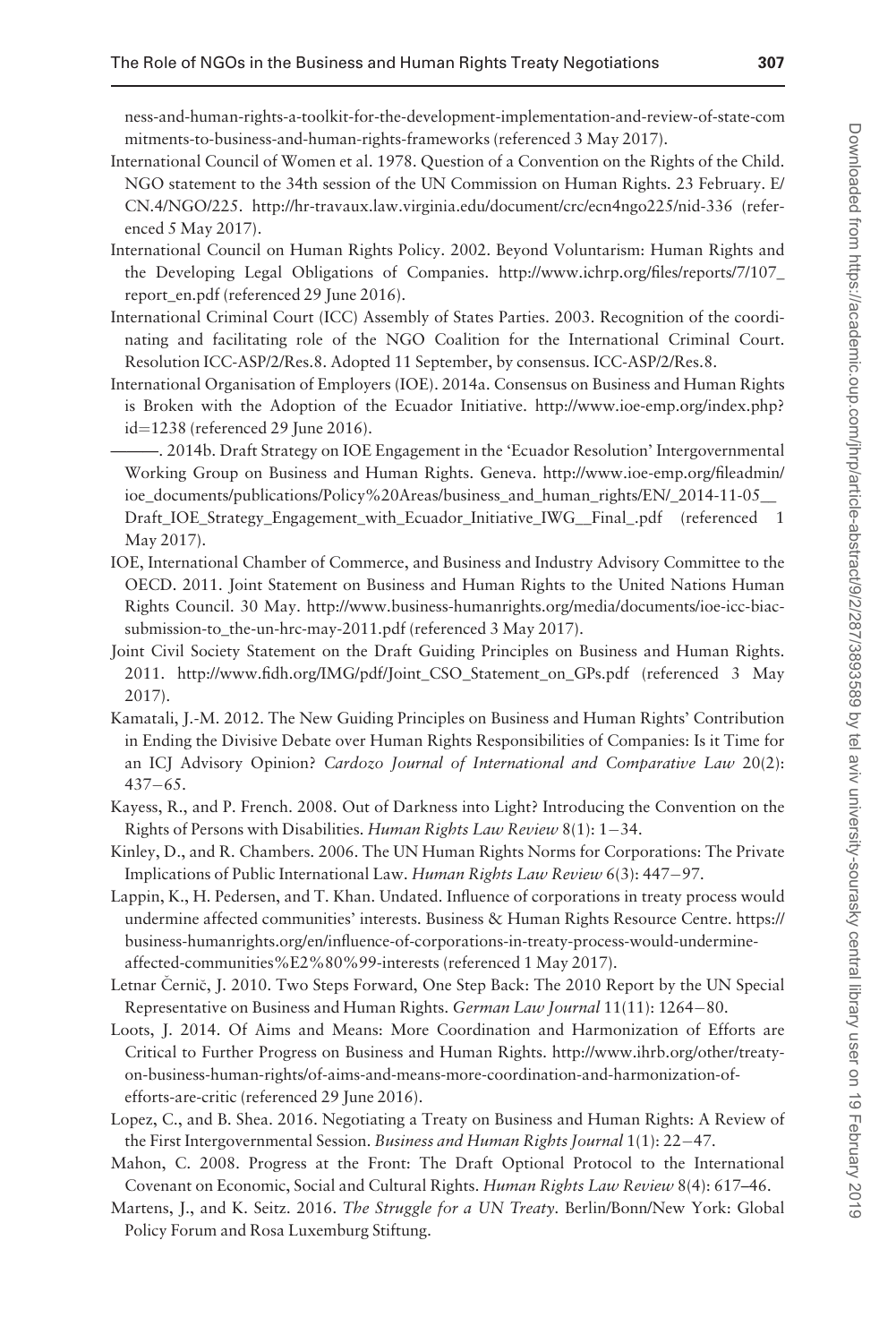ness-and-human-rights-a-toolkit-for-the-development-implementation-and-review-of-state-commitments-to-business-and-human-rights-frameworks (referenced 3 May 2017).

International Council of Women et al. 1978. Question of a Convention on the Rights of the Child. NGO statement to the 34th session of the UN Commission on Human Rights. 23 February. E/CN.4/NGO/225. http://hr-travaux.law.virginia.edu/document/crc/ecn4ngo225/nid-336 (referenced 5 May 2017).

International Council on Human Rights Policy. 2002. Beyond Voluntarism: Human Rights and the Developing Legal Obligations of Companies. http://www.ichrp.org/files/reports/7/107_report_en.pdf (referenced 29 June 2016).

International Criminal Court (ICC) Assembly of States Parties. 2003. Recognition of the coordinating and facilitating role of the NGO Coalition for the International Criminal Court. Resolution ICC-ASP/2/Res.8. Adopted 11 September, by consensus. ICC-ASP/2/Res.8.

International Organisation of Employers (IOE). 2014a. Consensus on Business and Human Rights is Broken with the Adoption of the Ecuador Initiative. http://www.ioe-emp.org/index.php?id=1238 (referenced 29 June 2016).

———. 2014b. Draft Strategy on IOE Engagement in the 'Ecuador Resolution' Intergovernmental Working Group on Business and Human Rights. Geneva. http://www.ioe-emp.org/fileadmin/ioe_documents/publications/Policy%20Areas/business_and_human_rights/EN/_2014-11-05__Draft_IOE_Strategy_Engagement_with_Ecuador_Initiative_IWG__Final_.pdf (referenced 1 May 2017).

IOE, International Chamber of Commerce, and Business and Industry Advisory Committee to the OECD. 2011. Joint Statement on Business and Human Rights to the United Nations Human Rights Council. 30 May. http://www.business-humanrights.org/media/documents/ioe-icc-biac-submission-to_the-un-hrc-may-2011.pdf (referenced 3 May 2017).

Joint Civil Society Statement on the Draft Guiding Principles on Business and Human Rights. 2011. http://www.fidh.org/IMG/pdf/Joint_CSO_Statement_on_GPs.pdf (referenced 3 May 2017).

Kamatali, J.-M. 2012. The New Guiding Principles on Business and Human Rights' Contribution in Ending the Divisive Debate over Human Rights Responsibilities of Companies: Is it Time for an ICJ Advisory Opinion? *Cardozo Journal of International and Comparative Law* 20(2): 437–65.

Kayess, R., and P. French. 2008. Out of Darkness into Light? Introducing the Convention on the Rights of Persons with Disabilities. *Human Rights Law Review* 8(1): 1–34.

Kinley, D., and R. Chambers. 2006. The UN Human Rights Norms for Corporations: The Private Implications of Public International Law. *Human Rights Law Review* 6(3): 447–97.

Lappin, K., H. Pedersen, and T. Khan. Undated. Influence of corporations in treaty process would undermine affected communities' interests. Business & Human Rights Resource Centre. https://business-humanrights.org/en/influence-of-corporations-in-treaty-process-would-undermine-affected-communities%E2%80%99-interests (referenced 1 May 2017).

Letnar Černič, J. 2010. Two Steps Forward, One Step Back: The 2010 Report by the UN Special Representative on Business and Human Rights. *German Law Journal* 11(11): 1264–80.

Loots, J. 2014. Of Aims and Means: More Coordination and Harmonization of Efforts are Critical to Further Progress on Business and Human Rights. http://www.ihrb.org/other/treaty-on-business-human-rights/of-aims-and-means-more-coordination-and-harmonization-of-efforts-are-critic (referenced 29 June 2016).

Lopez, C., and B. Shea. 2016. Negotiating a Treaty on Business and Human Rights: A Review of the First Intergovernmental Session. *Business and Human Rights Journal* 1(1): 22–47.

Mahon, C. 2008. Progress at the Front: The Draft Optional Protocol to the International Covenant on Economic, Social and Cultural Rights. *Human Rights Law Review* 8(4): 617–46.

Martens, J., and K. Seitz. 2016. *The Struggle for a UN Treaty*. Berlin/Bonn/New York: Global Policy Forum and Rosa Luxemburg Stiftung.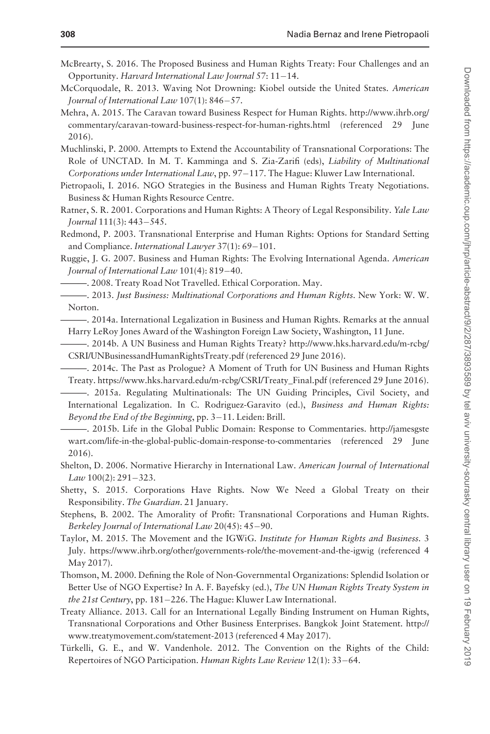McBrearty, S. 2016. The Proposed Business and Human Rights Treaty: Four Challenges and an Opportunity. *Harvard International Law Journal* 57: 11–14.

McCorquodale, R. 2013. Waving Not Drowning: Kiobel outside the United States. *American Journal of International Law* 107(1): 846–57.

Mehra, A. 2015. The Caravan toward Business Respect for Human Rights. http://www.ihrb.org/commentary/caravan-toward-business-respect-for-human-rights.html (referenced 29 June 2016).

Muchlinski, P. 2000. Attempts to Extend the Accountability of Transnational Corporations: The Role of UNCTAD. In M. T. Kamminga and S. Zia-Zarifi (eds), *Liability of Multinational Corporations under International Law*, pp. 97–117. The Hague: Kluwer Law International.

Pietropaoli, I. 2016. NGO Strategies in the Business and Human Rights Treaty Negotiations. Business & Human Rights Resource Centre.

Ratner, S. R. 2001. Corporations and Human Rights: A Theory of Legal Responsibility. *Yale Law Journal* 111(3): 443–545.

Redmond, P. 2003. Transnational Enterprise and Human Rights: Options for Standard Setting and Compliance. *International Lawyer* 37(1): 69–101.

Ruggie, J. G. 2007. Business and Human Rights: The Evolving International Agenda. *American Journal of International Law* 101(4): 819–40.

———. 2008. Treaty Road Not Travelled. Ethical Corporation. May.

———. 2013. *Just Business: Multinational Corporations and Human Rights*. New York: W. W. Norton.

———. 2014a. International Legalization in Business and Human Rights. Remarks at the annual Harry LeRoy Jones Award of the Washington Foreign Law Society, Washington, 11 June.

———. 2014b. A UN Business and Human Rights Treaty? http://www.hks.harvard.edu/m-rcbg/CSRI/UNBusinessandHumanRightsTreaty.pdf (referenced 29 June 2016).

———. 2014c. The Past as Prologue? A Moment of Truth for UN Business and Human Rights Treaty. https://www.hks.harvard.edu/m-rcbg/CSRI/Treaty_Final.pdf (referenced 29 June 2016).

———. 2015a. Regulating Multinationals: The UN Guiding Principles, Civil Society, and International Legalization. In C. Rodriguez-Garavito (ed.), *Business and Human Rights: Beyond the End of the Beginning*, pp. 3–11. Leiden: Brill.

———. 2015b. Life in the Global Public Domain: Response to Commentaries. http://jamesgstewart.com/life-in-the-global-public-domain-response-to-commentaries (referenced 29 June 2016).

Shelton, D. 2006. Normative Hierarchy in International Law. *American Journal of International Law* 100(2): 291–323.

Shetty, S. 2015. Corporations Have Rights. Now We Need a Global Treaty on their Responsibility. *The Guardian*. 21 January.

Stephens, B. 2002. The Amorality of Profit: Transnational Corporations and Human Rights. *Berkeley Journal of International Law* 20(45): 45–90.

Taylor, M. 2015. The Movement and the IGWiG. *Institute for Human Rights and Business*. 3 July. https://www.ihrb.org/other/governments-role/the-movement-and-the-igwig (referenced 4 May 2017).

Thomson, M. 2000. Defining the Role of Non-Governmental Organizations: Splendid Isolation or Better Use of NGO Expertise? In A. F. Bayefsky (ed.), *The UN Human Rights Treaty System in the 21st Century*, pp. 181–226. The Hague: Kluwer Law International.

Treaty Alliance. 2013. Call for an International Legally Binding Instrument on Human Rights, Transnational Corporations and Other Business Enterprises. Bangkok Joint Statement. http://www.treatymovement.com/statement-2013 (referenced 4 May 2017).

Türkelli, G. E., and W. Vandenhole. 2012. The Convention on the Rights of the Child: Repertoires of NGO Participation. *Human Rights Law Review* 12(1): 33–64.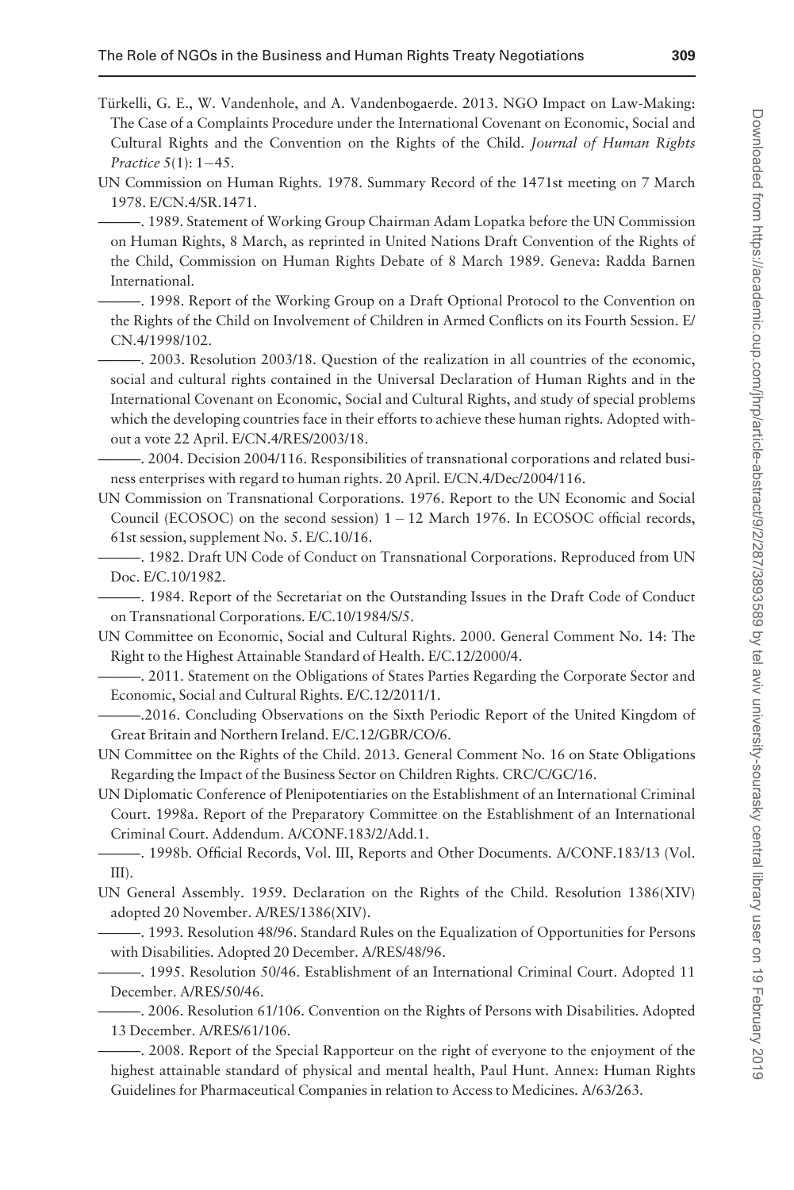Türkelli, G. E., W. Vandenhole, and A. Vandenbogaerde. 2013. NGO Impact on Law-Making: The Case of a Complaints Procedure under the International Covenant on Economic, Social and Cultural Rights and the Convention on the Rights of the Child. *Journal of Human Rights Practice* 5(1): 1–45.

UN Commission on Human Rights. 1978. Summary Record of the 1471st meeting on 7 March 1978. E/CN.4/SR.1471.

———. 1989. Statement of Working Group Chairman Adam Lopatka before the UN Commission on Human Rights, 8 March, as reprinted in United Nations Draft Convention of the Rights of the Child, Commission on Human Rights Debate of 8 March 1989. Geneva: Radda Barnen International.

———. 1998. Report of the Working Group on a Draft Optional Protocol to the Convention on the Rights of the Child on Involvement of Children in Armed Conflicts on its Fourth Session. E/CN.4/1998/102.

———. 2003. Resolution 2003/18. Question of the realization in all countries of the economic, social and cultural rights contained in the Universal Declaration of Human Rights and in the International Covenant on Economic, Social and Cultural Rights, and study of special problems which the developing countries face in their efforts to achieve these human rights. Adopted without a vote 22 April. E/CN.4/RES/2003/18.

———. 2004. Decision 2004/116. Responsibilities of transnational corporations and related business enterprises with regard to human rights. 20 April. E/CN.4/Dec/2004/116.

UN Commission on Transnational Corporations. 1976. Report to the UN Economic and Social Council (ECOSOC) on the second session) 1 – 12 March 1976. In ECOSOC official records, 61st session, supplement No. 5. E/C.10/16.

———. 1982. Draft UN Code of Conduct on Transnational Corporations. Reproduced from UN Doc. E/C.10/1982.

———. 1984. Report of the Secretariat on the Outstanding Issues in the Draft Code of Conduct on Transnational Corporations. E/C.10/1984/S/5.

UN Committee on Economic, Social and Cultural Rights. 2000. General Comment No. 14: The Right to the Highest Attainable Standard of Health. E/C.12/2000/4.

———. 2011. Statement on the Obligations of States Parties Regarding the Corporate Sector and Economic, Social and Cultural Rights. E/C.12/2011/1.

———.2016. Concluding Observations on the Sixth Periodic Report of the United Kingdom of Great Britain and Northern Ireland. E/C.12/GBR/CO/6.

UN Committee on the Rights of the Child. 2013. General Comment No. 16 on State Obligations Regarding the Impact of the Business Sector on Children Rights. CRC/C/GC/16.

UN Diplomatic Conference of Plenipotentiaries on the Establishment of an International Criminal Court. 1998a. Report of the Preparatory Committee on the Establishment of an International Criminal Court. Addendum. A/CONF.183/2/Add.1.

———. 1998b. Official Records, Vol. III, Reports and Other Documents. A/CONF.183/13 (Vol. III).

UN General Assembly. 1959. Declaration on the Rights of the Child. Resolution 1386(XIV) adopted 20 November. A/RES/1386(XIV).

———. 1993. Resolution 48/96. Standard Rules on the Equalization of Opportunities for Persons with Disabilities. Adopted 20 December. A/RES/48/96.

———. 1995. Resolution 50/46. Establishment of an International Criminal Court. Adopted 11 December. A/RES/50/46.

———. 2006. Resolution 61/106. Convention on the Rights of Persons with Disabilities. Adopted 13 December. A/RES/61/106.

———. 2008. Report of the Special Rapporteur on the right of everyone to the enjoyment of the highest attainable standard of physical and mental health, Paul Hunt. Annex: Human Rights Guidelines for Pharmaceutical Companies in relation to Access to Medicines. A/63/263.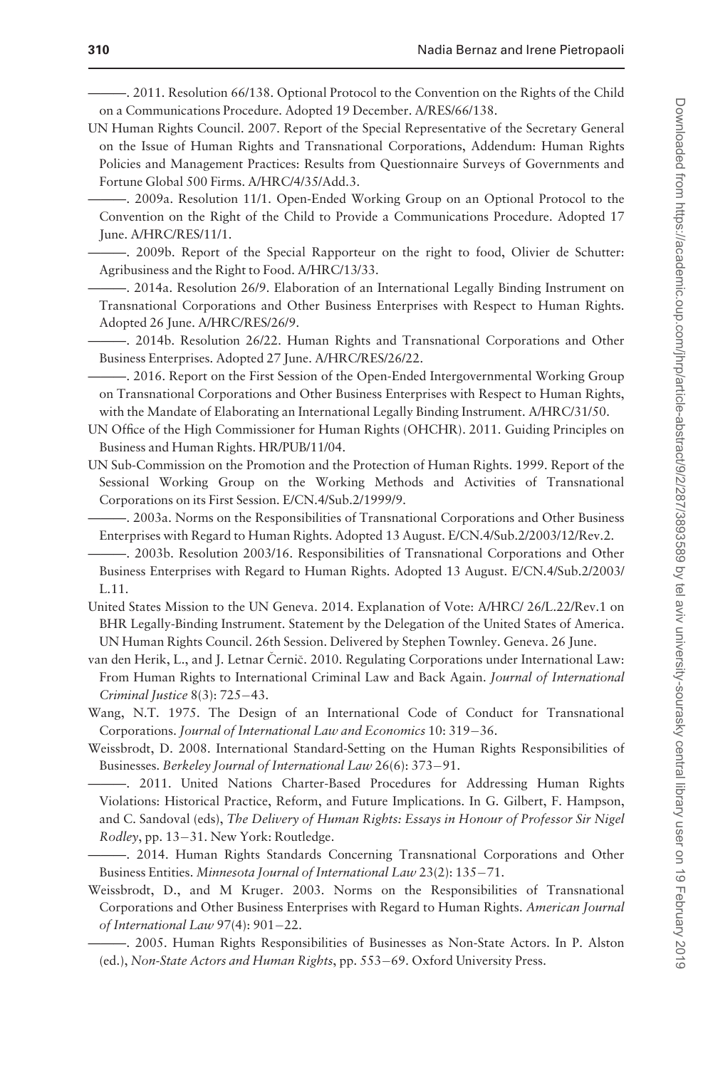———. 2011. Resolution 66/138. Optional Protocol to the Convention on the Rights of the Child on a Communications Procedure. Adopted 19 December. A/RES/66/138.

UN Human Rights Council. 2007. Report of the Special Representative of the Secretary General on the Issue of Human Rights and Transnational Corporations, Addendum: Human Rights Policies and Management Practices: Results from Questionnaire Surveys of Governments and Fortune Global 500 Firms. A/HRC/4/35/Add.3.

———. 2009a. Resolution 11/1. Open-Ended Working Group on an Optional Protocol to the Convention on the Right of the Child to Provide a Communications Procedure. Adopted 17 June. A/HRC/RES/11/1.

———. 2009b. Report of the Special Rapporteur on the right to food, Olivier de Schutter: Agribusiness and the Right to Food. A/HRC/13/33.

———. 2014a. Resolution 26/9. Elaboration of an International Legally Binding Instrument on Transnational Corporations and Other Business Enterprises with Respect to Human Rights. Adopted 26 June. A/HRC/RES/26/9.

———. 2014b. Resolution 26/22. Human Rights and Transnational Corporations and Other Business Enterprises. Adopted 27 June. A/HRC/RES/26/22.

———. 2016. Report on the First Session of the Open-Ended Intergovernmental Working Group on Transnational Corporations and Other Business Enterprises with Respect to Human Rights, with the Mandate of Elaborating an International Legally Binding Instrument. A/HRC/31/50.

UN Office of the High Commissioner for Human Rights (OHCHR). 2011. Guiding Principles on Business and Human Rights. HR/PUB/11/04.

UN Sub-Commission on the Promotion and the Protection of Human Rights. 1999. Report of the Sessional Working Group on the Working Methods and Activities of Transnational Corporations on its First Session. E/CN.4/Sub.2/1999/9.

———. 2003a. Norms on the Responsibilities of Transnational Corporations and Other Business Enterprises with Regard to Human Rights. Adopted 13 August. E/CN.4/Sub.2/2003/12/Rev.2.

———. 2003b. Resolution 2003/16. Responsibilities of Transnational Corporations and Other Business Enterprises with Regard to Human Rights. Adopted 13 August. E/CN.4/Sub.2/2003/L.11.

United States Mission to the UN Geneva. 2014. Explanation of Vote: A/HRC/ 26/L.22/Rev.1 on BHR Legally-Binding Instrument. Statement by the Delegation of the United States of America. UN Human Rights Council. 26th Session. Delivered by Stephen Townley. Geneva. 26 June.

van den Herik, L., and J. Letnar Černič. 2010. Regulating Corporations under International Law: From Human Rights to International Criminal Law and Back Again. *Journal of International Criminal Justice* 8(3): 725–43.

Wang, N.T. 1975. The Design of an International Code of Conduct for Transnational Corporations. *Journal of International Law and Economics* 10: 319–36.

Weissbrodt, D. 2008. International Standard-Setting on the Human Rights Responsibilities of Businesses. *Berkeley Journal of International Law* 26(6): 373–91.

———. 2011. United Nations Charter-Based Procedures for Addressing Human Rights Violations: Historical Practice, Reform, and Future Implications. In G. Gilbert, F. Hampson, and C. Sandoval (eds), *The Delivery of Human Rights: Essays in Honour of Professor Sir Nigel Rodley*, pp. 13–31. New York: Routledge.

———. 2014. Human Rights Standards Concerning Transnational Corporations and Other Business Entities. *Minnesota Journal of International Law* 23(2): 135–71.

Weissbrodt, D., and M Kruger. 2003. Norms on the Responsibilities of Transnational Corporations and Other Business Enterprises with Regard to Human Rights. *American Journal of International Law* 97(4): 901–22.

———. 2005. Human Rights Responsibilities of Businesses as Non-State Actors. In P. Alston (ed.), *Non-State Actors and Human Rights*, pp. 553–69. Oxford University Press.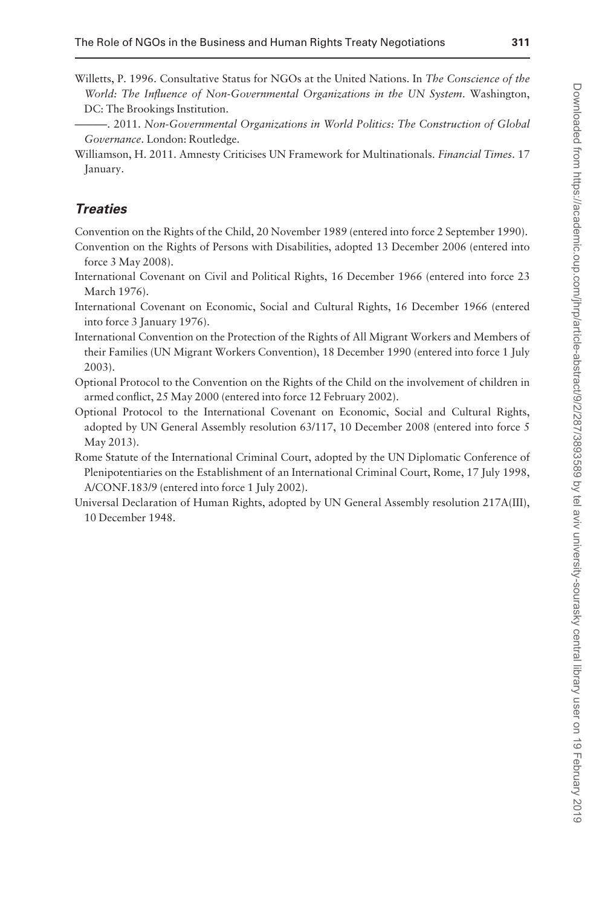Willetts, P. 1996. Consultative Status for NGOs at the United Nations. In *The Conscience of the World: The Influence of Non-Governmental Organizations in the UN System*. Washington, DC: The Brookings Institution.

———. 2011. *Non-Governmental Organizations in World Politics: The Construction of Global Governance*. London: Routledge.

Williamson, H. 2011. Amnesty Criticises UN Framework for Multinationals. *Financial Times*. 17 January.

## Treaties

Convention on the Rights of the Child, 20 November 1989 (entered into force 2 September 1990).

Convention on the Rights of Persons with Disabilities, adopted 13 December 2006 (entered into force 3 May 2008).

International Covenant on Civil and Political Rights, 16 December 1966 (entered into force 23 March 1976).

International Covenant on Economic, Social and Cultural Rights, 16 December 1966 (entered into force 3 January 1976).

International Convention on the Protection of the Rights of All Migrant Workers and Members of their Families (UN Migrant Workers Convention), 18 December 1990 (entered into force 1 July 2003).

Optional Protocol to the Convention on the Rights of the Child on the involvement of children in armed conflict, 25 May 2000 (entered into force 12 February 2002).

Optional Protocol to the International Covenant on Economic, Social and Cultural Rights, adopted by UN General Assembly resolution 63/117, 10 December 2008 (entered into force 5 May 2013).

Rome Statute of the International Criminal Court, adopted by the UN Diplomatic Conference of Plenipotentiaries on the Establishment of an International Criminal Court, Rome, 17 July 1998, A/CONF.183/9 (entered into force 1 July 2002).

Universal Declaration of Human Rights, adopted by UN General Assembly resolution 217A(III), 10 December 1948.